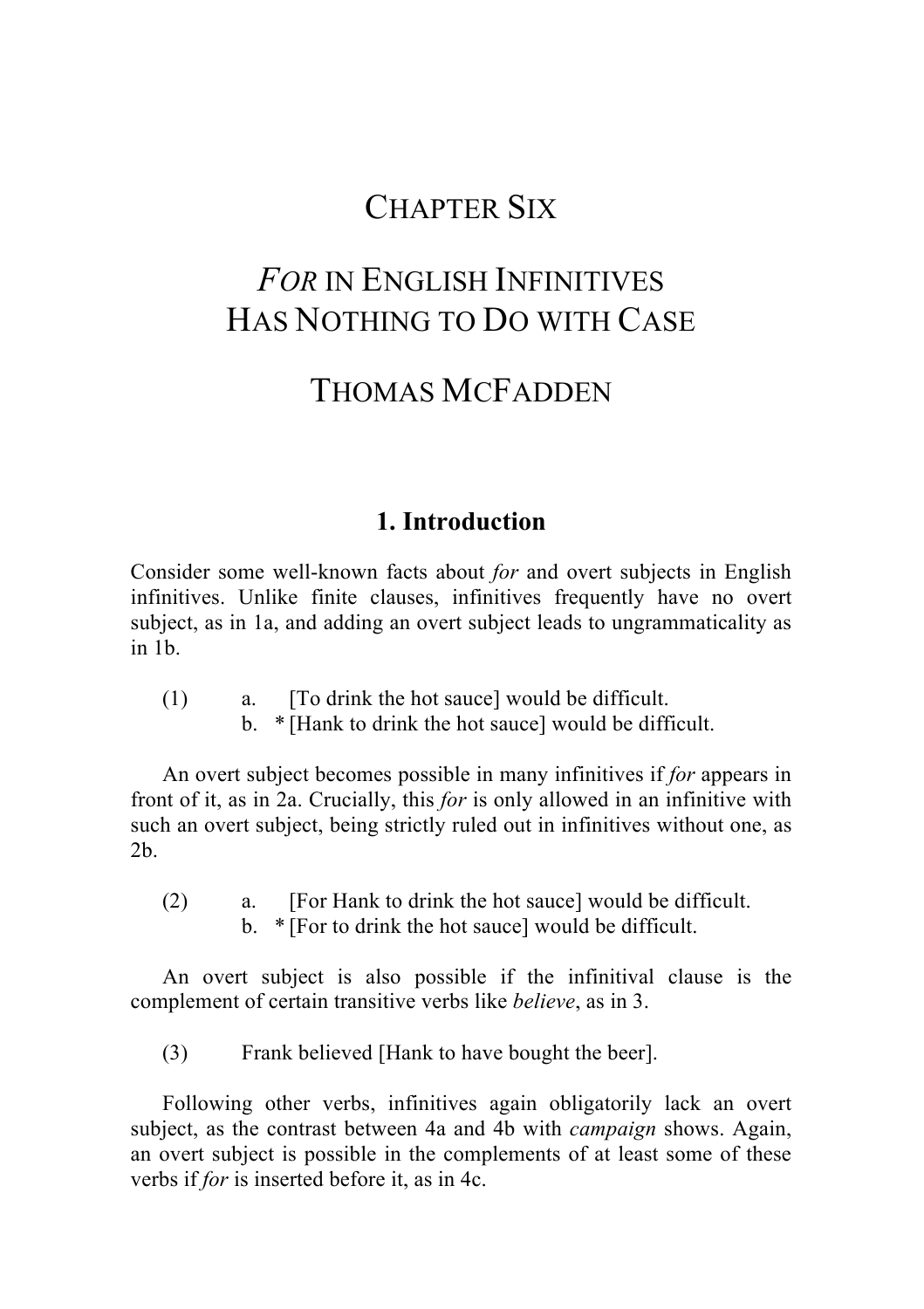# CHAPTER SIX

# *FOR* IN ENGLISH INFINITIVES HAS NOTHING TO DO WITH CASE

## THOMAS MCFADDEN

## 1. Introduction

Consider some well-known facts about *for* and overt subjects in English infinitives. Unlike finite clauses, infinitives frequently have no overt subject, as in 1a, and adding an overt subject leads to ungrammaticality as in 1b.

(1) a. [To drink the hot sauce] would be difficult.
  b. * [Hank to drink the hot sauce] would be difficult.

An overt subject becomes possible in many infinitives if *for* appears in front of it, as in 2a. Crucially, this *for* is only allowed in an infinitive with such an overt subject, being strictly ruled out in infinitives without one, as 2b.

(2) a. [For Hank to drink the hot sauce] would be difficult.
  b. * [For to drink the hot sauce] would be difficult.

An overt subject is also possible if the infinitival clause is the complement of certain transitive verbs like *believe*, as in 3.

(3) Frank believed [Hank to have bought the beer].

Following other verbs, infinitives again obligatorily lack an overt subject, as the contrast between 4a and 4b with *campaign* shows. Again, an overt subject is possible in the complements of at least some of these verbs if *for* is inserted before it, as in 4c.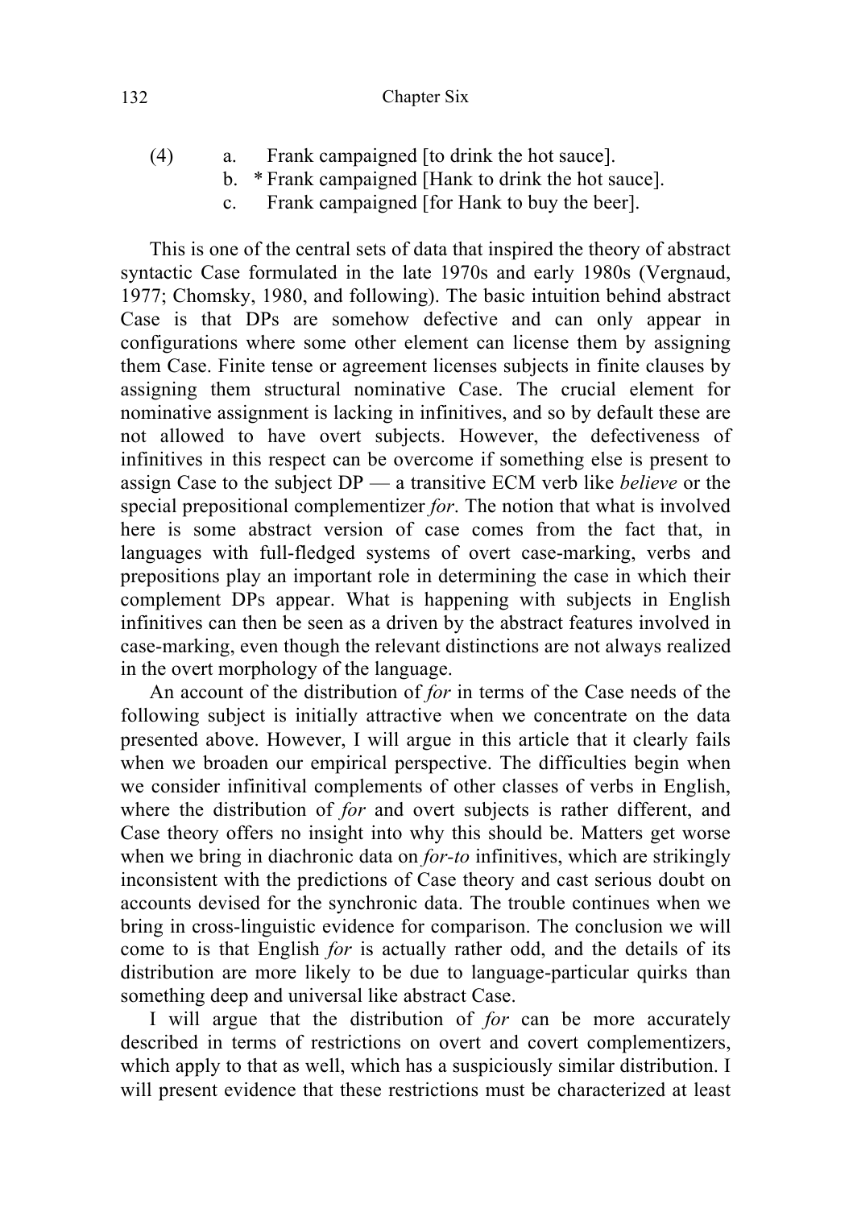(4) a. Frank campaigned [to drink the hot sauce].
  b. * Frank campaigned [Hank to drink the hot sauce].
  c. Frank campaigned [for Hank to buy the beer].

This is one of the central sets of data that inspired the theory of abstract syntactic Case formulated in the late 1970s and early 1980s (Vergnaud, 1977; Chomsky, 1980, and following). The basic intuition behind abstract Case is that DPs are somehow defective and can only appear in configurations where some other element can license them by assigning them Case. Finite tense or agreement licenses subjects in finite clauses by assigning them structural nominative Case. The crucial element for nominative assignment is lacking in infinitives, and so by default these are not allowed to have overt subjects. However, the defectiveness of infinitives in this respect can be overcome if something else is present to assign Case to the subject DP — a transitive ECM verb like *believe* or the special prepositional complementizer *for*. The notion that what is involved here is some abstract version of case comes from the fact that, in languages with full-fledged systems of overt case-marking, verbs and prepositions play an important role in determining the case in which their complement DPs appear. What is happening with subjects in English infinitives can then be seen as a driven by the abstract features involved in case-marking, even though the relevant distinctions are not always realized in the overt morphology of the language.

An account of the distribution of *for* in terms of the Case needs of the following subject is initially attractive when we concentrate on the data presented above. However, I will argue in this article that it clearly fails when we broaden our empirical perspective. The difficulties begin when we consider infinitival complements of other classes of verbs in English, where the distribution of *for* and overt subjects is rather different, and Case theory offers no insight into why this should be. Matters get worse when we bring in diachronic data on *for-to* infinitives, which are strikingly inconsistent with the predictions of Case theory and cast serious doubt on accounts devised for the synchronic data. The trouble continues when we bring in cross-linguistic evidence for comparison. The conclusion we will come to is that English *for* is actually rather odd, and the details of its distribution are more likely to be due to language-particular quirks than something deep and universal like abstract Case.

I will argue that the distribution of *for* can be more accurately described in terms of restrictions on overt and covert complementizers, which apply to that as well, which has a suspiciously similar distribution. I will present evidence that these restrictions must be characterized at least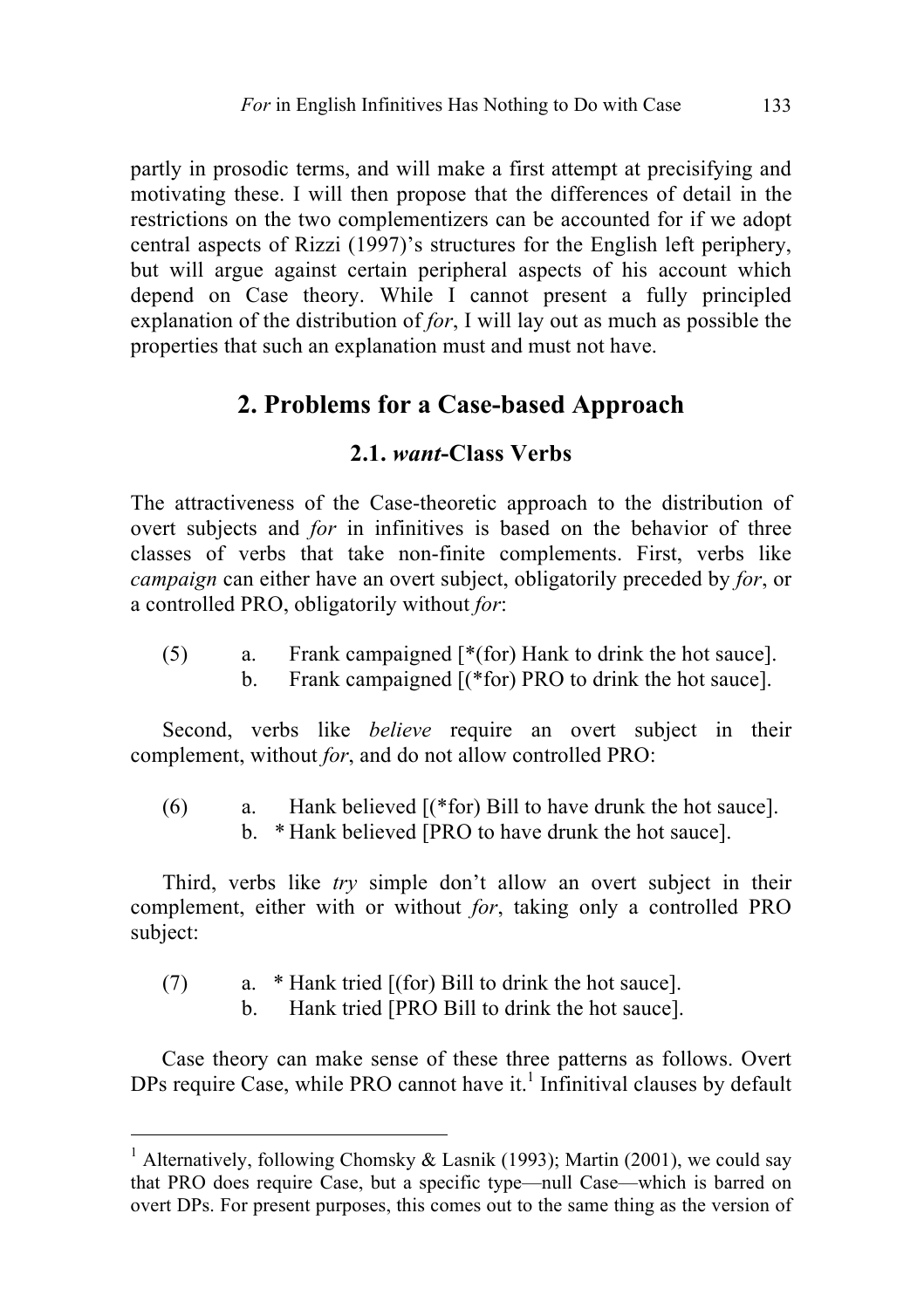partly in prosodic terms, and will make a first attempt at precisifying and motivating these. I will then propose that the differences of detail in the restrictions on the two complementizers can be accounted for if we adopt central aspects of Rizzi (1997)'s structures for the English left periphery, but will argue against certain peripheral aspects of his account which depend on Case theory. While I cannot present a fully principled explanation of the distribution of *for*, I will lay out as much as possible the properties that such an explanation must and must not have.

## 2. Problems for a Case-based Approach

### 2.1. *want*-Class Verbs

The attractiveness of the Case-theoretic approach to the distribution of overt subjects and *for* in infinitives is based on the behavior of three classes of verbs that take non-finite complements. First, verbs like *campaign* can either have an overt subject, obligatorily preceded by *for*, or a controlled PRO, obligatorily without *for*:

(5) a. Frank campaigned [*(for) Hank to drink the hot sauce].
    b. Frank campaigned [(*for) PRO to drink the hot sauce].

Second, verbs like *believe* require an overt subject in their complement, without *for*, and do not allow controlled PRO:

(6) a. Hank believed [(*for) Bill to have drunk the hot sauce].
    b. * Hank believed [PRO to have drunk the hot sauce].

Third, verbs like *try* simple don't allow an overt subject in their complement, either with or without *for*, taking only a controlled PRO subject:

(7) a. * Hank tried [(for) Bill to drink the hot sauce].
    b. Hank tried [PRO Bill to drink the hot sauce].

Case theory can make sense of these three patterns as follows. Overt DPs require Case, while PRO cannot have it.[1] Infinitival clauses by default

[1] Alternatively, following Chomsky & Lasnik (1993); Martin (2001), we could say that PRO does require Case, but a specific type—null Case—which is barred on overt DPs. For present purposes, this comes out to the same thing as the version of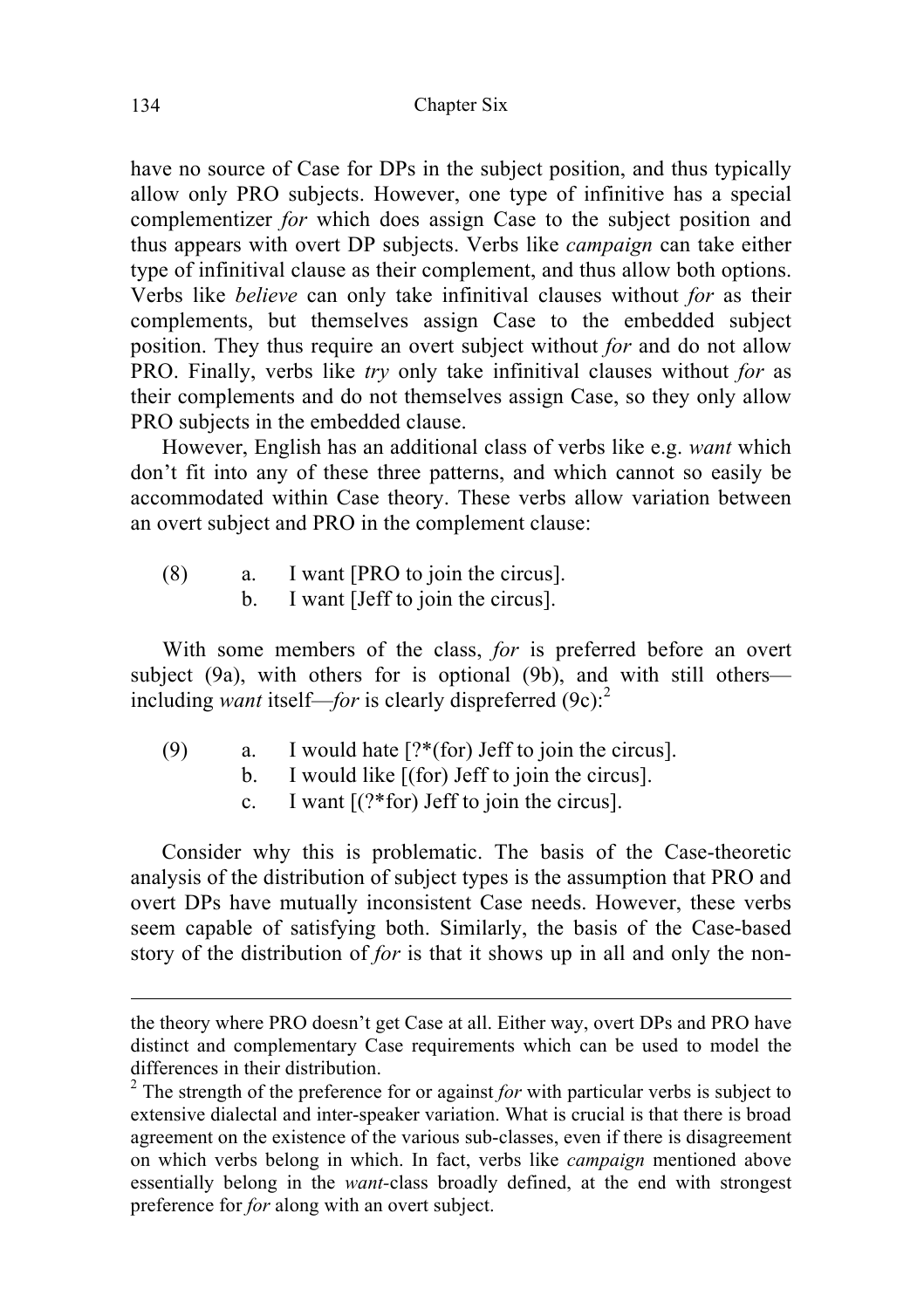have no source of Case for DPs in the subject position, and thus typically allow only PRO subjects. However, one type of infinitive has a special complementizer *for* which does assign Case to the subject position and thus appears with overt DP subjects. Verbs like *campaign* can take either type of infinitival clause as their complement, and thus allow both options. Verbs like *believe* can only take infinitival clauses without *for* as their complements, but themselves assign Case to the embedded subject position. They thus require an overt subject without *for* and do not allow PRO. Finally, verbs like *try* only take infinitival clauses without *for* as their complements and do not themselves assign Case, so they only allow PRO subjects in the embedded clause.

However, English has an additional class of verbs like e.g. *want* which don't fit into any of these three patterns, and which cannot so easily be accommodated within Case theory. These verbs allow variation between an overt subject and PRO in the complement clause:

(8) a. I want [PRO to join the circus].
 b. I want [Jeff to join the circus].

With some members of the class, *for* is preferred before an overt subject (9a), with others for is optional (9b), and with still others—including *want* itself—*for* is clearly dispreferred (9c):[2]

(9) a. I would hate [?*(for) Jeff to join the circus].
 b. I would like [(for) Jeff to join the circus].
 c. I want [(?*for) Jeff to join the circus].

Consider why this is problematic. The basis of the Case-theoretic analysis of the distribution of subject types is the assumption that PRO and overt DPs have mutually inconsistent Case needs. However, these verbs seem capable of satisfying both. Similarly, the basis of the Case-based story of the distribution of *for* is that it shows up in all and only the non-

---

the theory where PRO doesn't get Case at all. Either way, overt DPs and PRO have distinct and complementary Case requirements which can be used to model the differences in their distribution.

[2] The strength of the preference for or against *for* with particular verbs is subject to extensive dialectal and inter-speaker variation. What is crucial is that there is broad agreement on the existence of the various sub-classes, even if there is disagreement on which verbs belong in which. In fact, verbs like *campaign* mentioned above essentially belong in the *want*-class broadly defined, at the end with strongest preference for *for* along with an overt subject.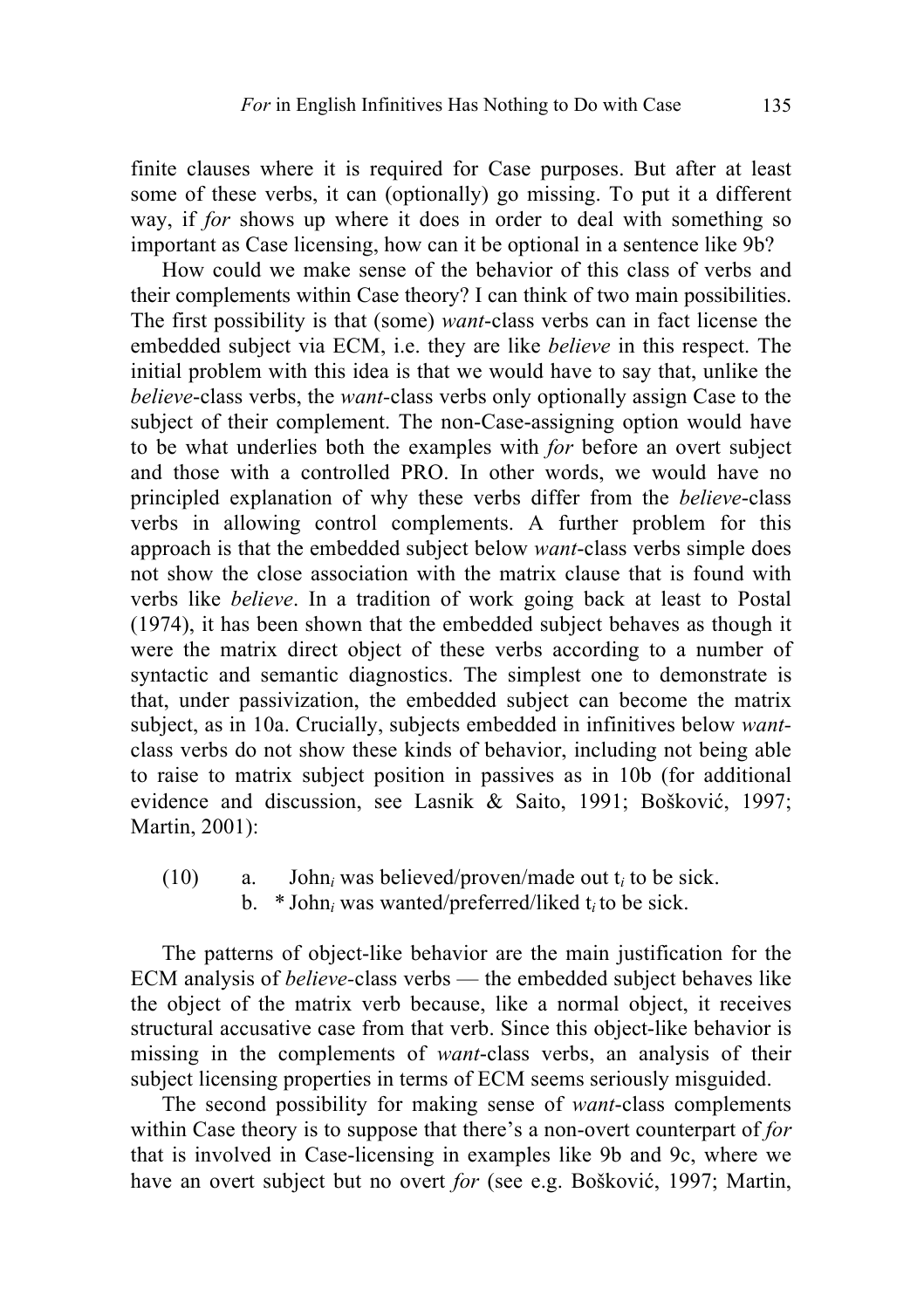finite clauses where it is required for Case purposes. But after at least some of these verbs, it can (optionally) go missing. To put it a different way, if *for* shows up where it does in order to deal with something so important as Case licensing, how can it be optional in a sentence like 9b?

How could we make sense of the behavior of this class of verbs and their complements within Case theory? I can think of two main possibilities. The first possibility is that (some) *want*-class verbs can in fact license the embedded subject via ECM, i.e. they are like *believe* in this respect. The initial problem with this idea is that we would have to say that, unlike the *believe*-class verbs, the *want*-class verbs only optionally assign Case to the subject of their complement. The non-Case-assigning option would have to be what underlies both the examples with *for* before an overt subject and those with a controlled PRO. In other words, we would have no principled explanation of why these verbs differ from the *believe*-class verbs in allowing control complements. A further problem for this approach is that the embedded subject below *want*-class verbs simple does not show the close association with the matrix clause that is found with verbs like *believe*. In a tradition of work going back at least to Postal (1974), it has been shown that the embedded subject behaves as though it were the matrix direct object of these verbs according to a number of syntactic and semantic diagnostics. The simplest one to demonstrate is that, under passivization, the embedded subject can become the matrix subject, as in 10a. Crucially, subjects embedded in infinitives below *want*-class verbs do not show these kinds of behavior, including not being able to raise to matrix subject position in passives as in 10b (for additional evidence and discussion, see Lasnik & Saito, 1991; Bošković, 1997; Martin, 2001):

(10) a. John$_i$ was believed/proven/made out t$_i$ to be sick.
b. * John$_i$ was wanted/preferred/liked t$_i$ to be sick.

The patterns of object-like behavior are the main justification for the ECM analysis of *believe*-class verbs — the embedded subject behaves like the object of the matrix verb because, like a normal object, it receives structural accusative case from that verb. Since this object-like behavior is missing in the complements of *want*-class verbs, an analysis of their subject licensing properties in terms of ECM seems seriously misguided.

The second possibility for making sense of *want*-class complements within Case theory is to suppose that there's a non-overt counterpart of *for* that is involved in Case-licensing in examples like 9b and 9c, where we have an overt subject but no overt *for* (see e.g. Bošković, 1997; Martin,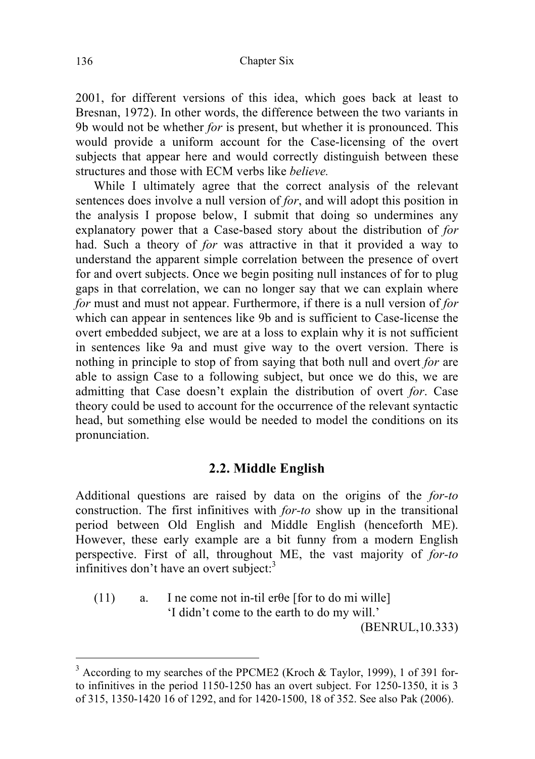2001, for different versions of this idea, which goes back at least to Bresnan, 1972). In other words, the difference between the two variants in 9b would not be whether *for* is present, but whether it is pronounced. This would provide a uniform account for the Case-licensing of the overt subjects that appear here and would correctly distinguish between these structures and those with ECM verbs like *believe.*

While I ultimately agree that the correct analysis of the relevant sentences does involve a null version of *for*, and will adopt this position in the analysis I propose below, I submit that doing so undermines any explanatory power that a Case-based story about the distribution of *for* had. Such a theory of *for* was attractive in that it provided a way to understand the apparent simple correlation between the presence of overt for and overt subjects. Once we begin positing null instances of for to plug gaps in that correlation, we can no longer say that we can explain where *for* must and must not appear. Furthermore, if there is a null version of *for* which can appear in sentences like 9b and is sufficient to Case-license the overt embedded subject, we are at a loss to explain why it is not sufficient in sentences like 9a and must give way to the overt version. There is nothing in principle to stop of from saying that both null and overt *for* are able to assign Case to a following subject, but once we do this, we are admitting that Case doesn't explain the distribution of overt *for*. Case theory could be used to account for the occurrence of the relevant syntactic head, but something else would be needed to model the conditions on its pronunciation.

## 2.2. Middle English

Additional questions are raised by data on the origins of the *for-to* construction. The first infinitives with *for-to* show up in the transitional period between Old English and Middle English (henceforth ME). However, these early example are a bit funny from a modern English perspective. First of all, throughout ME, the vast majority of *for-to* infinitives don't have an overt subject:[3]

(11) a. I ne come not in-til erθe [for to do mi wille]
'I didn't come to the earth to do my will.'
(BENRUL,10.333)

---

[3] According to my searches of the PPCME2 (Kroch & Taylor, 1999), 1 of 391 for-to infinitives in the period 1150-1250 has an overt subject. For 1250-1350, it is 3 of 315, 1350-1420 16 of 1292, and for 1420-1500, 18 of 352. See also Pak (2006).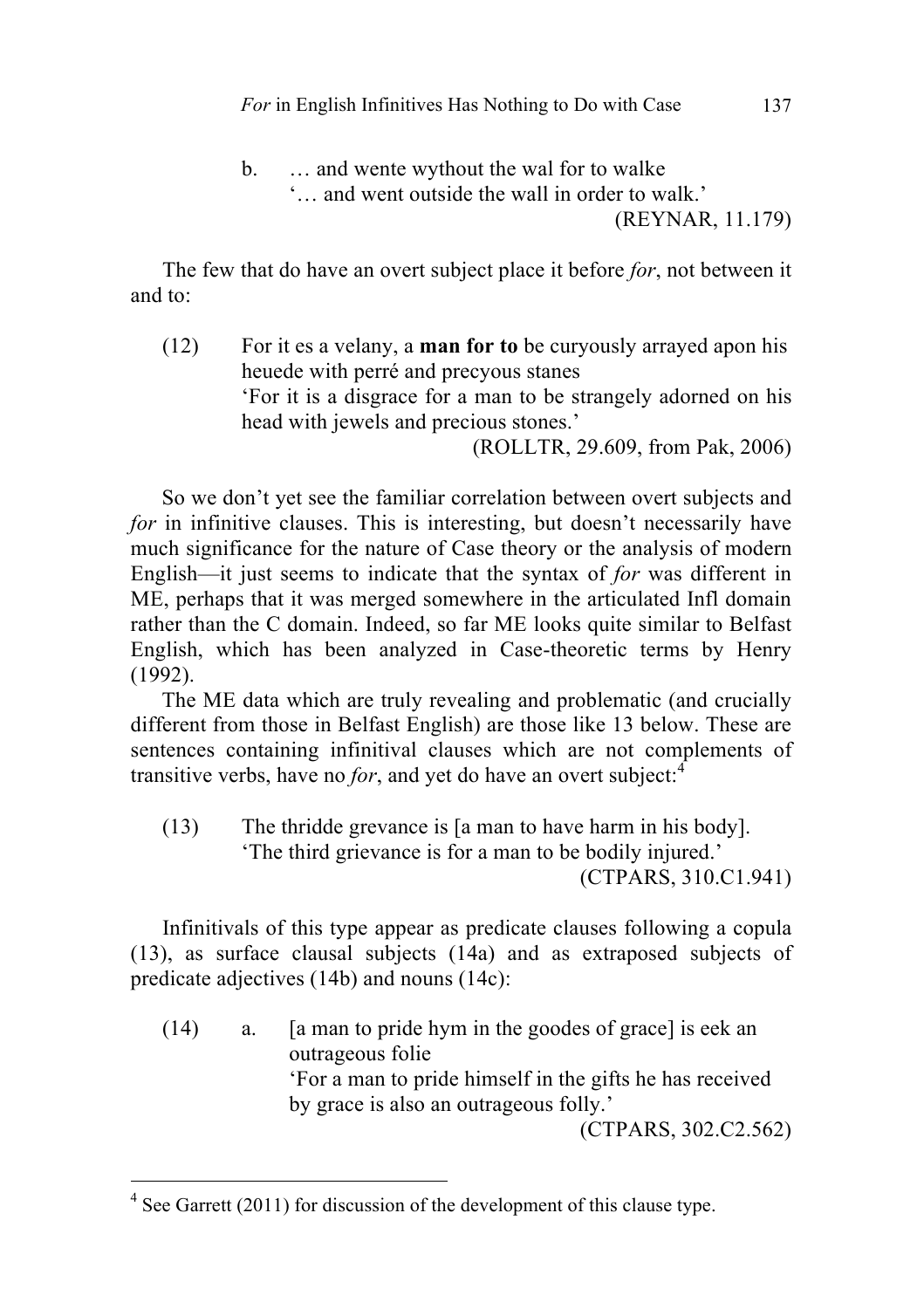b. … and wente wythout the wal for to walke
   '… and went outside the wall in order to walk.'
   (REYNAR, 11.179)

The few that do have an overt subject place it before *for*, not between it and to:

(12) For it es a velany, a **man for to** be curyously arrayed apon his heuede with perré and precyous stanes
   'For it is a disgrace for a man to be strangely adorned on his head with jewels and precious stones.'
   (ROLLTR, 29.609, from Pak, 2006)

So we don't yet see the familiar correlation between overt subjects and *for* in infinitive clauses. This is interesting, but doesn't necessarily have much significance for the nature of Case theory or the analysis of modern English—it just seems to indicate that the syntax of *for* was different in ME, perhaps that it was merged somewhere in the articulated Infl domain rather than the C domain. Indeed, so far ME looks quite similar to Belfast English, which has been analyzed in Case-theoretic terms by Henry (1992).

The ME data which are truly revealing and problematic (and crucially different from those in Belfast English) are those like 13 below. These are sentences containing infinitival clauses which are not complements of transitive verbs, have no *for*, and yet do have an overt subject:[4]

(13) The thridde grevance is [a man to have harm in his body].
   'The third grievance is for a man to be bodily injured.'
   (CTPARS, 310.C1.941)

Infinitivals of this type appear as predicate clauses following a copula (13), as surface clausal subjects (14a) and as extraposed subjects of predicate adjectives (14b) and nouns (14c):

(14) a. [a man to pride hym in the goodes of grace] is eek an outrageous folie
   'For a man to pride himself in the gifts he has received by grace is also an outrageous folly.'
   (CTPARS, 302.C2.562)

---

[4] See Garrett (2011) for discussion of the development of this clause type.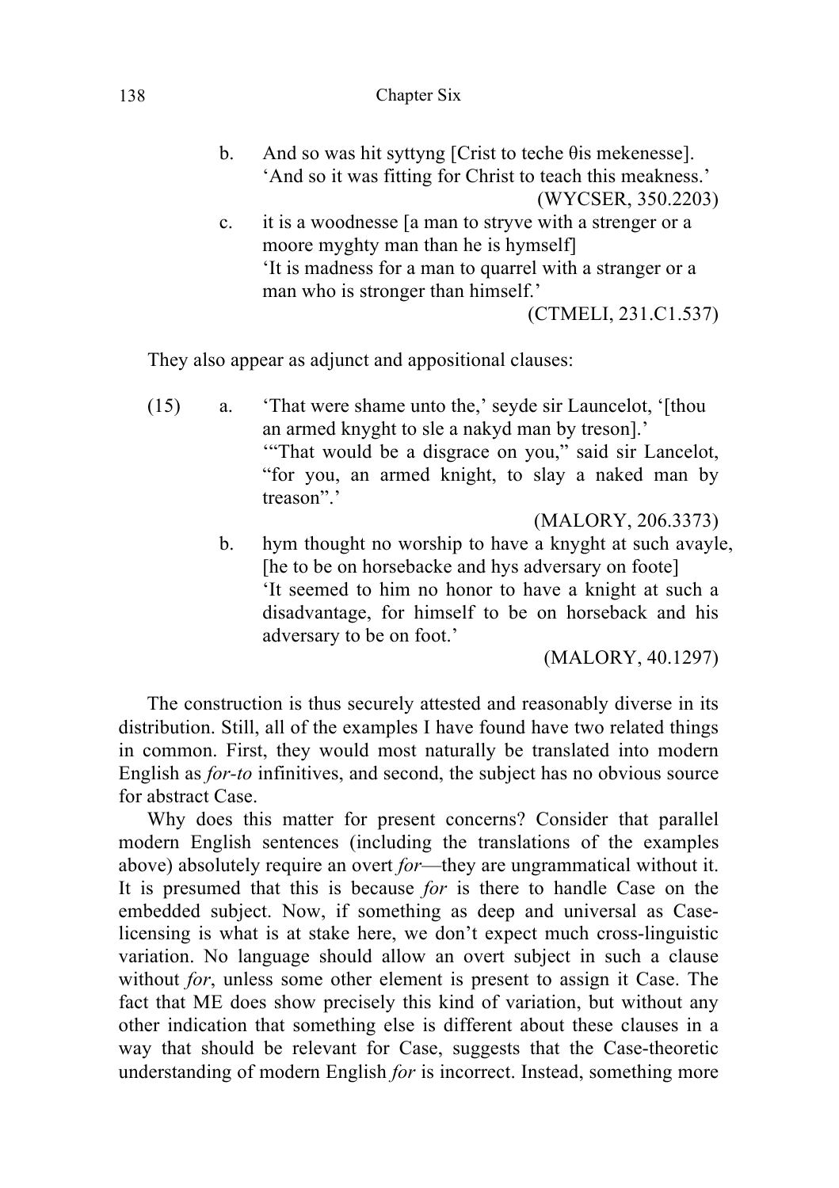b. And so was hit syttyng [Crist to teche θis mekenesse].
 'And so it was fitting for Christ to teach this meakness.'
 (WYCSER, 350.2203)

c. it is a woodnesse [a man to stryve with a strenger or a moore myghty man than he is hymself]
 'It is madness for a man to quarrel with a stranger or a man who is stronger than himself.'
 (CTMELI, 231.C1.537)

They also appear as adjunct and appositional clauses:

(15) a. 'That were shame unto the,' seyde sir Launcelot, '[thou an armed knyght to sle a nakyd man by treson].'
 '"That would be a disgrace on you," said sir Lancelot, "for you, an armed knight, to slay a naked man by treason".'
 (MALORY, 206.3373)

b. hym thought no worship to have a knyght at such avayle, [he to be on horsebacke and hys adversary on foote]
 'It seemed to him no honor to have a knight at such a disadvantage, for himself to be on horseback and his adversary to be on foot.'
 (MALORY, 40.1297)

The construction is thus securely attested and reasonably diverse in its distribution. Still, all of the examples I have found have two related things in common. First, they would most naturally be translated into modern English as *for-to* infinitives, and second, the subject has no obvious source for abstract Case.

Why does this matter for present concerns? Consider that parallel modern English sentences (including the translations of the examples above) absolutely require an overt *for*—they are ungrammatical without it. It is presumed that this is because *for* is there to handle Case on the embedded subject. Now, if something as deep and universal as Case-licensing is what is at stake here, we don't expect much cross-linguistic variation. No language should allow an overt subject in such a clause without *for*, unless some other element is present to assign it Case. The fact that ME does show precisely this kind of variation, but without any other indication that something else is different about these clauses in a way that should be relevant for Case, suggests that the Case-theoretic understanding of modern English *for* is incorrect. Instead, something more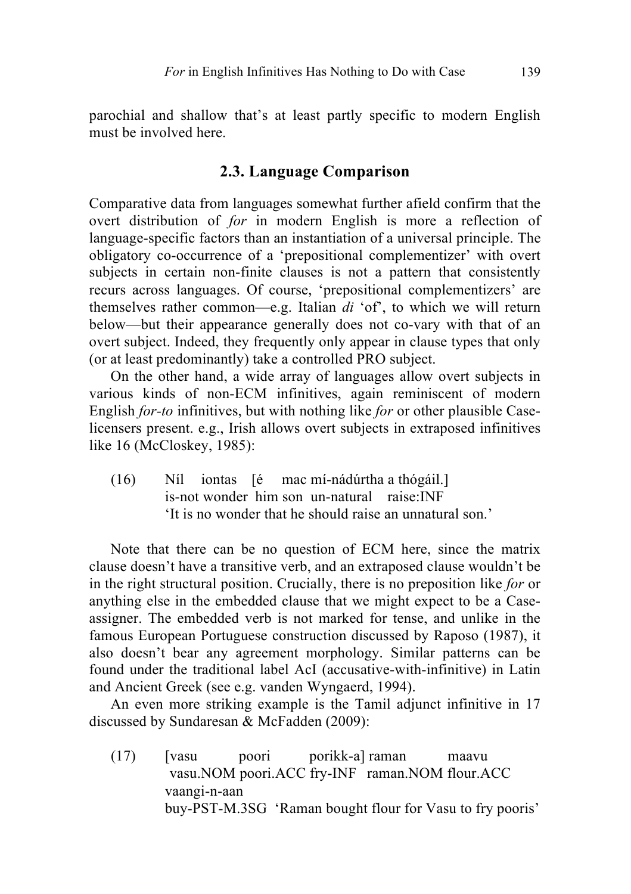parochial and shallow that's at least partly specific to modern English must be involved here.

## 2.3. Language Comparison

Comparative data from languages somewhat further afield confirm that the overt distribution of *for* in modern English is more a reflection of language-specific factors than an instantiation of a universal principle. The obligatory co-occurrence of a 'prepositional complementizer' with overt subjects in certain non-finite clauses is not a pattern that consistently recurs across languages. Of course, 'prepositional complementizers' are themselves rather common—e.g. Italian *di* 'of', to which we will return below—but their appearance generally does not co-vary with that of an overt subject. Indeed, they frequently only appear in clause types that only (or at least predominantly) take a controlled PRO subject.

On the other hand, a wide array of languages allow overt subjects in various kinds of non-ECM infinitives, again reminiscent of modern English *for-to* infinitives, but with nothing like *for* or other plausible Case-licensers present. e.g., Irish allows overt subjects in extraposed infinitives like 16 (McCloskey, 1985):

(16) Níl iontas [é mac mí-nádúrtha a thógáil.]
is-not wonder him son un-natural raise:INF
'It is no wonder that he should raise an unnatural son.'

Note that there can be no question of ECM here, since the matrix clause doesn't have a transitive verb, and an extraposed clause wouldn't be in the right structural position. Crucially, there is no preposition like *for* or anything else in the embedded clause that we might expect to be a Case-assigner. The embedded verb is not marked for tense, and unlike in the famous European Portuguese construction discussed by Raposo (1987), it also doesn't bear any agreement morphology. Similar patterns can be found under the traditional label AcI (accusative-with-infinitive) in Latin and Ancient Greek (see e.g. vanden Wyngaerd, 1994).

An even more striking example is the Tamil adjunct infinitive in 17 discussed by Sundaresan & McFadden (2009):

(17) [vasu poori porikk-a] raman maavu vaangi-n-aan
vasu.NOM poori.ACC fry-INF raman.NOM flour.ACC buy-PST-M.3SG
'Raman bought flour for Vasu to fry pooris'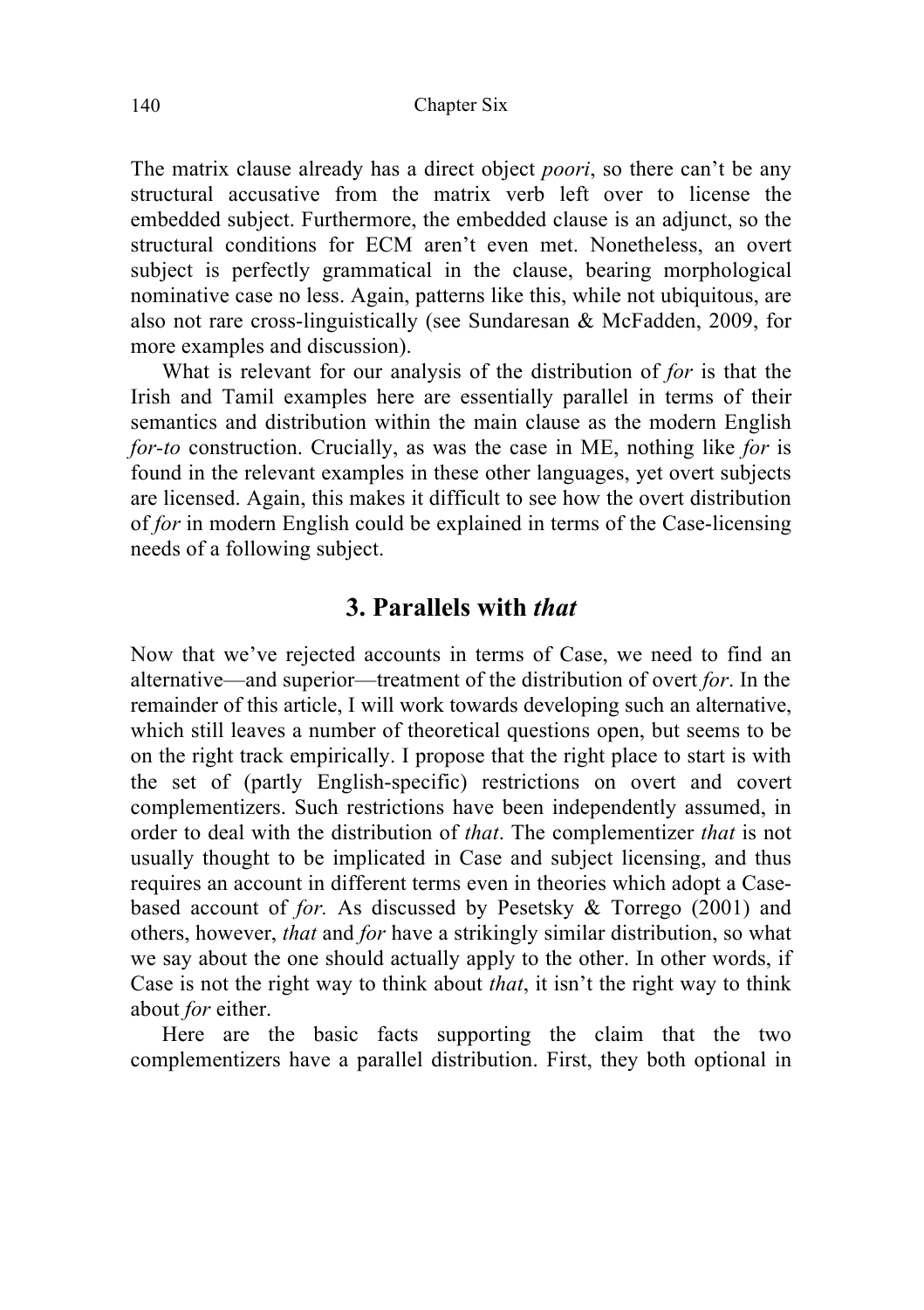The matrix clause already has a direct object *poori*, so there can't be any structural accusative from the matrix verb left over to license the embedded subject. Furthermore, the embedded clause is an adjunct, so the structural conditions for ECM aren't even met. Nonetheless, an overt subject is perfectly grammatical in the clause, bearing morphological nominative case no less. Again, patterns like this, while not ubiquitous, are also not rare cross-linguistically (see Sundaresan & McFadden, 2009, for more examples and discussion).

What is relevant for our analysis of the distribution of *for* is that the Irish and Tamil examples here are essentially parallel in terms of their semantics and distribution within the main clause as the modern English *for-to* construction. Crucially, as was the case in ME, nothing like *for* is found in the relevant examples in these other languages, yet overt subjects are licensed. Again, this makes it difficult to see how the overt distribution of *for* in modern English could be explained in terms of the Case-licensing needs of a following subject.

## 3. Parallels with *that*

Now that we've rejected accounts in terms of Case, we need to find an alternative—and superior—treatment of the distribution of overt *for*. In the remainder of this article, I will work towards developing such an alternative, which still leaves a number of theoretical questions open, but seems to be on the right track empirically. I propose that the right place to start is with the set of (partly English-specific) restrictions on overt and covert complementizers. Such restrictions have been independently assumed, in order to deal with the distribution of *that*. The complementizer *that* is not usually thought to be implicated in Case and subject licensing, and thus requires an account in different terms even in theories which adopt a Case-based account of *for.* As discussed by Pesetsky & Torrego (2001) and others, however, *that* and *for* have a strikingly similar distribution, so what we say about the one should actually apply to the other. In other words, if Case is not the right way to think about *that*, it isn't the right way to think about *for* either.

Here are the basic facts supporting the claim that the two complementizers have a parallel distribution. First, they both optional in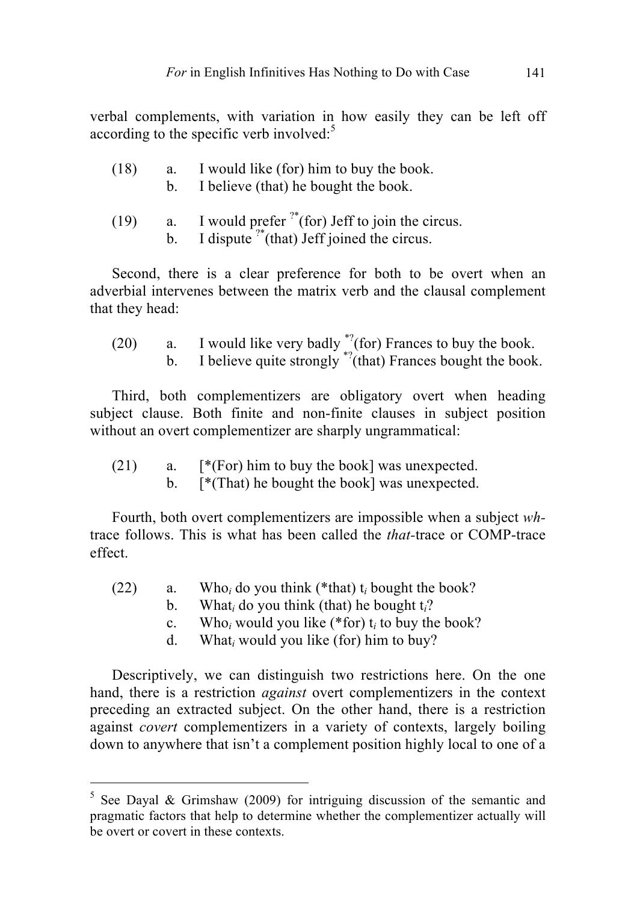verbal complements, with variation in how easily they can be left off according to the specific verb involved:[5]

(18) a. I would like (for) him to buy the book.
     b. I believe (that) he bought the book.

(19) a. I would prefer ?*(for) Jeff to join the circus.
     b. I dispute ?*(that) Jeff joined the circus.

Second, there is a clear preference for both to be overt when an adverbial intervenes between the matrix verb and the clausal complement that they head:

(20) a. I would like very badly *?(for) Frances to buy the book.
     b. I believe quite strongly *?(that) Frances bought the book.

Third, both complementizers are obligatory overt when heading subject clause. Both finite and non-finite clauses in subject position without an overt complementizer are sharply ungrammatical:

(21) a. [*(For) him to buy the book] was unexpected.
     b. [*(That) he bought the book] was unexpected.

Fourth, both overt complementizers are impossible when a subject *wh*-trace follows. This is what has been called the *that*-trace or COMP-trace effect.

(22) a. Who$_i$ do you think (*that) t$_i$ bought the book?
     b. What$_i$ do you think (that) he bought t$_i$?
     c. Who$_i$ would you like (*for) t$_i$ to buy the book?
     d. What$_i$ would you like (for) him to buy?

Descriptively, we can distinguish two restrictions here. On the one hand, there is a restriction *against* overt complementizers in the context preceding an extracted subject. On the other hand, there is a restriction against *covert* complementizers in a variety of contexts, largely boiling down to anywhere that isn't a complement position highly local to one of a

[5] See Dayal & Grimshaw (2009) for intriguing discussion of the semantic and pragmatic factors that help to determine whether the complementizer actually will be overt or covert in these contexts.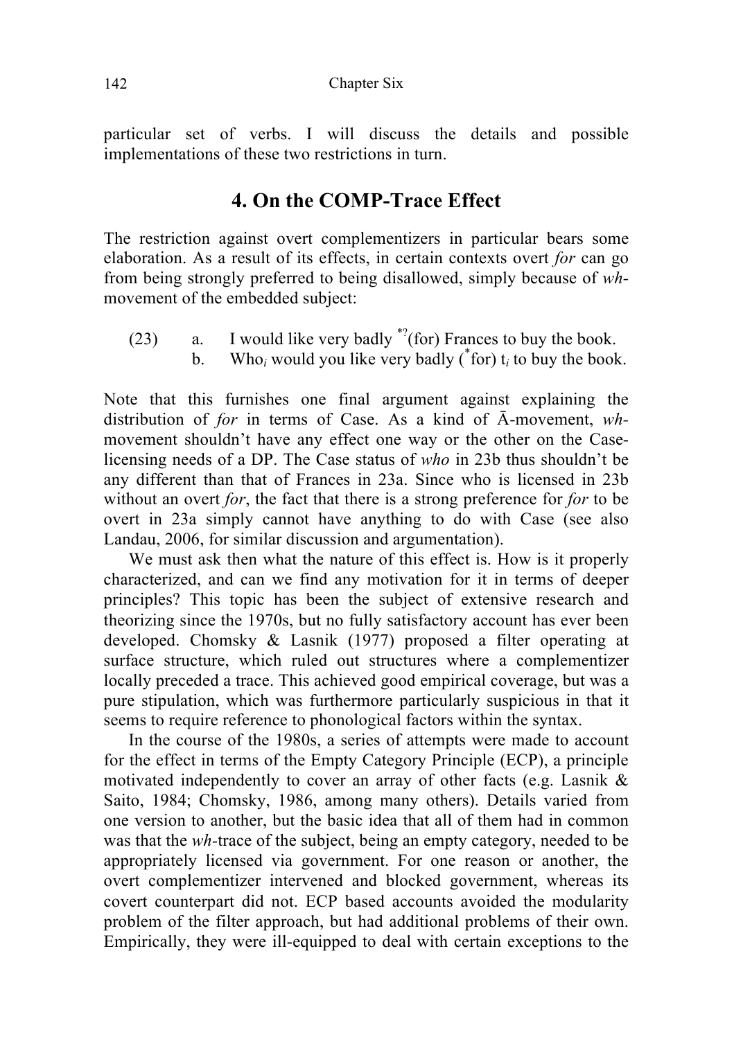particular set of verbs. I will discuss the details and possible implementations of these two restrictions in turn.

## 4. On the COMP-Trace Effect

The restriction against overt complementizers in particular bears some elaboration. As a result of its effects, in certain contexts overt *for* can go from being strongly preferred to being disallowed, simply because of *wh*-movement of the embedded subject:

(23) a. I would like very badly *?(for) Frances to buy the book.
 b. Who$_i$ would you like very badly (*for) t$_i$ to buy the book.

Note that this furnishes one final argument against explaining the distribution of *for* in terms of Case. As a kind of Ā-movement, *wh*-movement shouldn't have any effect one way or the other on the Case-licensing needs of a DP. The Case status of *who* in 23b thus shouldn't be any different than that of Frances in 23a. Since who is licensed in 23b without an overt *for*, the fact that there is a strong preference for *for* to be overt in 23a simply cannot have anything to do with Case (see also Landau, 2006, for similar discussion and argumentation).

We must ask then what the nature of this effect is. How is it properly characterized, and can we find any motivation for it in terms of deeper principles? This topic has been the subject of extensive research and theorizing since the 1970s, but no fully satisfactory account has ever been developed. Chomsky & Lasnik (1977) proposed a filter operating at surface structure, which ruled out structures where a complementizer locally preceded a trace. This achieved good empirical coverage, but was a pure stipulation, which was furthermore particularly suspicious in that it seems to require reference to phonological factors within the syntax.

In the course of the 1980s, a series of attempts were made to account for the effect in terms of the Empty Category Principle (ECP), a principle motivated independently to cover an array of other facts (e.g. Lasnik & Saito, 1984; Chomsky, 1986, among many others). Details varied from one version to another, but the basic idea that all of them had in common was that the *wh*-trace of the subject, being an empty category, needed to be appropriately licensed via government. For one reason or another, the overt complementizer intervened and blocked government, whereas its covert counterpart did not. ECP based accounts avoided the modularity problem of the filter approach, but had additional problems of their own. Empirically, they were ill-equipped to deal with certain exceptions to the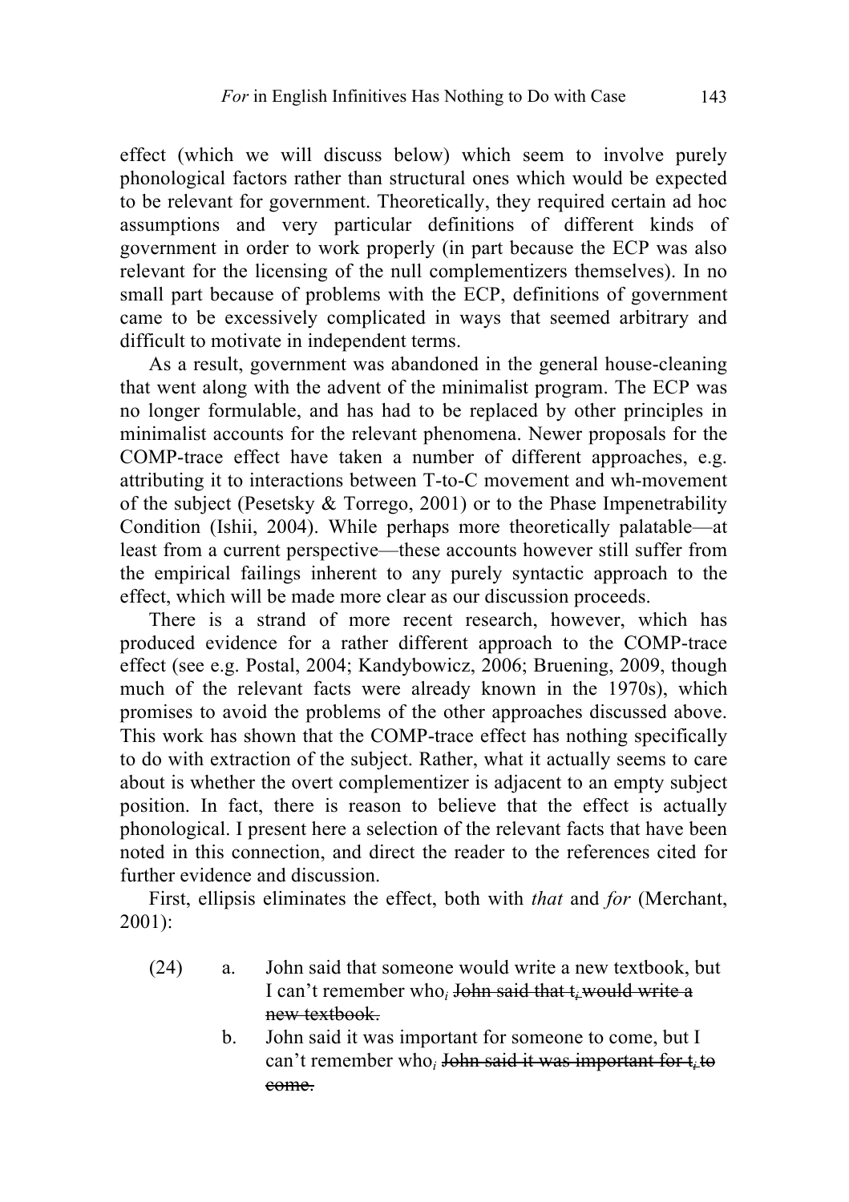effect (which we will discuss below) which seem to involve purely phonological factors rather than structural ones which would be expected to be relevant for government. Theoretically, they required certain ad hoc assumptions and very particular definitions of different kinds of government in order to work properly (in part because the ECP was also relevant for the licensing of the null complementizers themselves). In no small part because of problems with the ECP, definitions of government came to be excessively complicated in ways that seemed arbitrary and difficult to motivate in independent terms.

As a result, government was abandoned in the general house-cleaning that went along with the advent of the minimalist program. The ECP was no longer formulable, and has had to be replaced by other principles in minimalist accounts for the relevant phenomena. Newer proposals for the COMP-trace effect have taken a number of different approaches, e.g. attributing it to interactions between T-to-C movement and wh-movement of the subject (Pesetsky & Torrego, 2001) or to the Phase Impenetrability Condition (Ishii, 2004). While perhaps more theoretically palatable—at least from a current perspective—these accounts however still suffer from the empirical failings inherent to any purely syntactic approach to the effect, which will be made more clear as our discussion proceeds.

There is a strand of more recent research, however, which has produced evidence for a rather different approach to the COMP-trace effect (see e.g. Postal, 2004; Kandybowicz, 2006; Bruening, 2009, though much of the relevant facts were already known in the 1970s), which promises to avoid the problems of the other approaches discussed above. This work has shown that the COMP-trace effect has nothing specifically to do with extraction of the subject. Rather, what it actually seems to care about is whether the overt complementizer is adjacent to an empty subject position. In fact, there is reason to believe that the effect is actually phonological. I present here a selection of the relevant facts that have been noted in this connection, and direct the reader to the references cited for further evidence and discussion.

First, ellipsis eliminates the effect, both with *that* and *for* (Merchant, 2001):

(24) a. John said that someone would write a new textbook, but I can't remember who$_i$ ~~John said that t$_i$ would write a new textbook.~~

b. John said it was important for someone to come, but I can't remember who$_i$ ~~John said it was important for t$_i$ to come.~~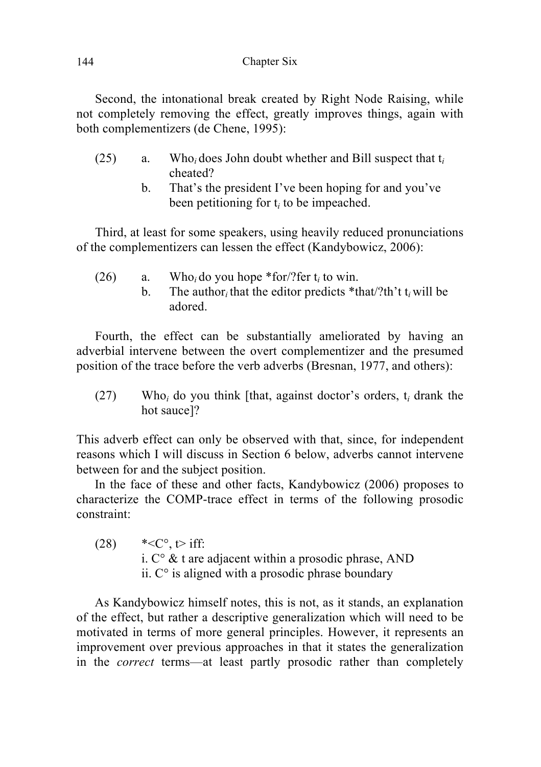Second, the intonational break created by Right Node Raising, while not completely removing the effect, greatly improves things, again with both complementizers (de Chene, 1995):

(25) a. Who$_i$ does John doubt whether and Bill suspect that t$_i$ cheated?
b. That's the president I've been hoping for and you've been petitioning for t$_i$ to be impeached.

Third, at least for some speakers, using heavily reduced pronunciations of the complementizers can lessen the effect (Kandybowicz, 2006):

(26) a. Who$_i$ do you hope *for/?fer t$_i$ to win.
b. The author$_i$ that the editor predicts *that/?th't t$_i$ will be adored.

Fourth, the effect can be substantially ameliorated by having an adverbial intervene between the overt complementizer and the presumed position of the trace before the verb adverbs (Bresnan, 1977, and others):

(27) Who$_i$ do you think [that, against doctor's orders, t$_i$ drank the hot sauce]?

This adverb effect can only be observed with that, since, for independent reasons which I will discuss in Section 6 below, adverbs cannot intervene between for and the subject position.

In the face of these and other facts, Kandybowicz (2006) proposes to characterize the COMP-trace effect in terms of the following prosodic constraint:

(28) *<C°, t> iff:
i. C° & t are adjacent within a prosodic phrase, AND
ii. C° is aligned with a prosodic phrase boundary

As Kandybowicz himself notes, this is not, as it stands, an explanation of the effect, but rather a descriptive generalization which will need to be motivated in terms of more general principles. However, it represents an improvement over previous approaches in that it states the generalization in the *correct* terms—at least partly prosodic rather than completely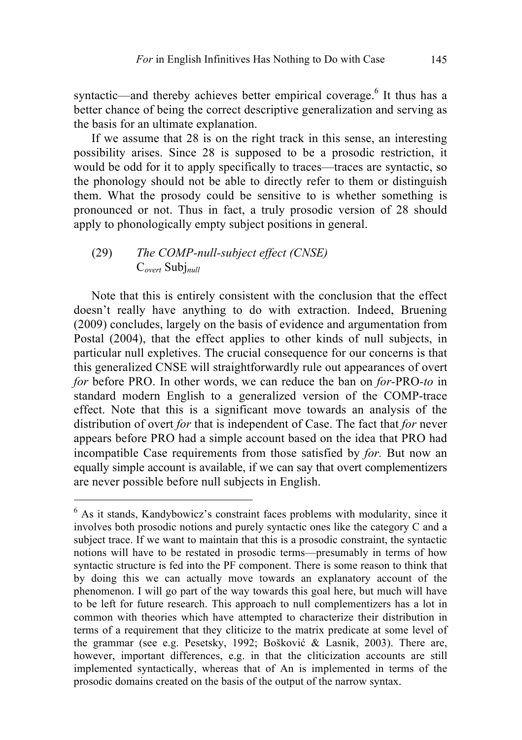syntactic—and thereby achieves better empirical coverage.[6] It thus has a better chance of being the correct descriptive generalization and serving as the basis for an ultimate explanation.

If we assume that 28 is on the right track in this sense, an interesting possibility arises. Since 28 is supposed to be a prosodic restriction, it would be odd for it to apply specifically to traces—traces are syntactic, so the phonology should not be able to directly refer to them or distinguish them. What the prosody could be sensitive to is whether something is pronounced or not. Thus in fact, a truly prosodic version of 28 should apply to phonologically empty subject positions in general.

(29) *The COMP-null-subject effect (CNSE)*
$\mathrm{C}_{overt}$ $\mathrm{Subj}_{null}$

Note that this is entirely consistent with the conclusion that the effect doesn't really have anything to do with extraction. Indeed, Bruening (2009) concludes, largely on the basis of evidence and argumentation from Postal (2004), that the effect applies to other kinds of null subjects, in particular null expletives. The crucial consequence for our concerns is that this generalized CNSE will straightforwardly rule out appearances of overt *for* before PRO. In other words, we can reduce the ban on *for*-PRO-*to* in standard modern English to a generalized version of the COMP-trace effect. Note that this is a significant move towards an analysis of the distribution of overt *for* that is independent of Case. The fact that *for* never appears before PRO had a simple account based on the idea that PRO had incompatible Case requirements from those satisfied by *for.* But now an equally simple account is available, if we can say that overt complementizers are never possible before null subjects in English.

---

[6] As it stands, Kandybowicz's constraint faces problems with modularity, since it involves both prosodic notions and purely syntactic ones like the category C and a subject trace. If we want to maintain that this is a prosodic constraint, the syntactic notions will have to be restated in prosodic terms—presumably in terms of how syntactic structure is fed into the PF component. There is some reason to think that by doing this we can actually move towards an explanatory account of the phenomenon. I will go part of the way towards this goal here, but much will have to be left for future research. This approach to null complementizers has a lot in common with theories which have attempted to characterize their distribution in terms of a requirement that they cliticize to the matrix predicate at some level of the grammar (see e.g. Pesetsky, 1992; Bošković & Lasnik, 2003). There are, however, important differences, e.g. in that the cliticization accounts are still implemented syntactically, whereas that of An is implemented in terms of the prosodic domains created on the basis of the output of the narrow syntax.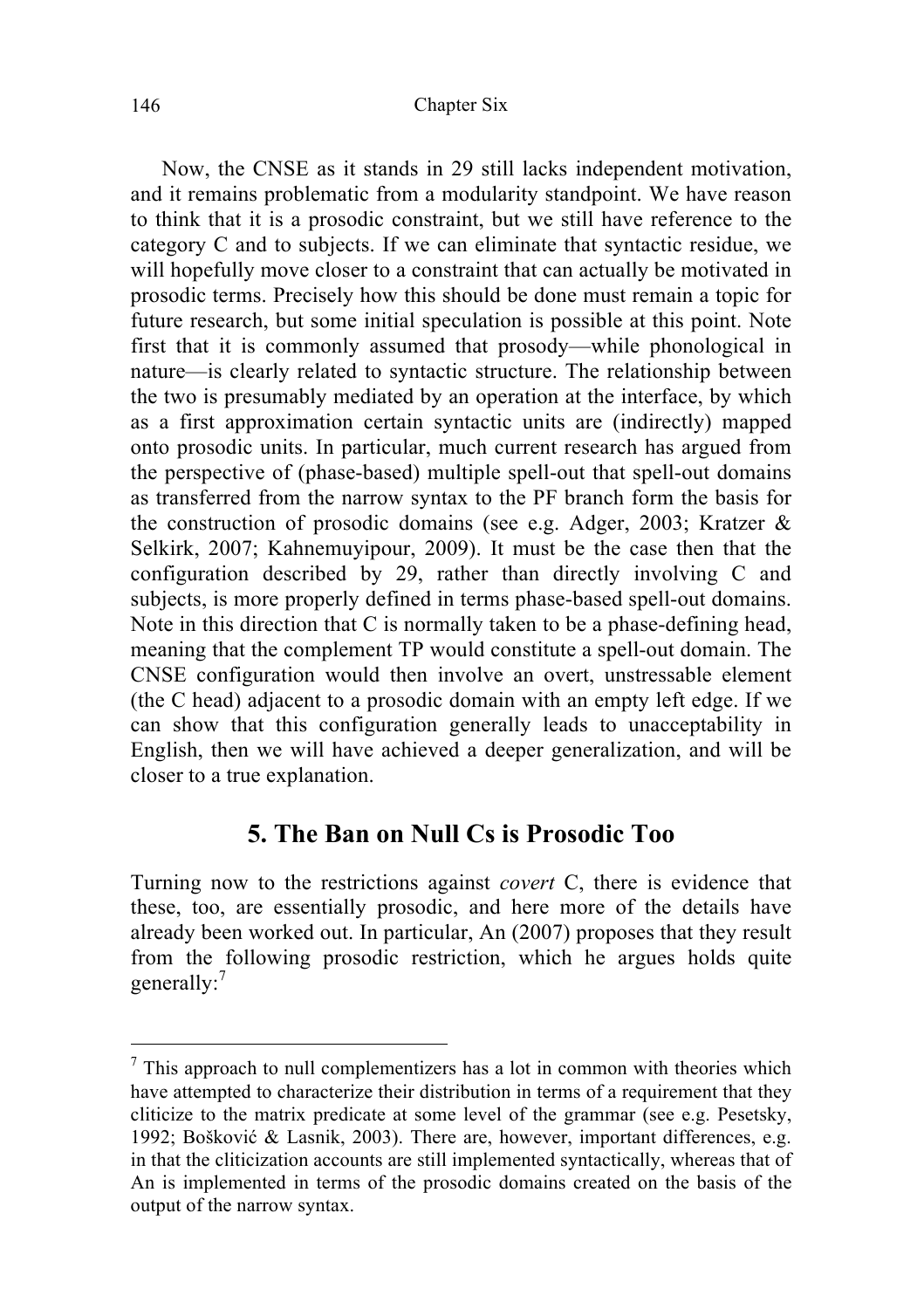Now, the CNSE as it stands in 29 still lacks independent motivation, and it remains problematic from a modularity standpoint. We have reason to think that it is a prosodic constraint, but we still have reference to the category C and to subjects. If we can eliminate that syntactic residue, we will hopefully move closer to a constraint that can actually be motivated in prosodic terms. Precisely how this should be done must remain a topic for future research, but some initial speculation is possible at this point. Note first that it is commonly assumed that prosody—while phonological in nature—is clearly related to syntactic structure. The relationship between the two is presumably mediated by an operation at the interface, by which as a first approximation certain syntactic units are (indirectly) mapped onto prosodic units. In particular, much current research has argued from the perspective of (phase-based) multiple spell-out that spell-out domains as transferred from the narrow syntax to the PF branch form the basis for the construction of prosodic domains (see e.g. Adger, 2003; Kratzer & Selkirk, 2007; Kahnemuyipour, 2009). It must be the case then that the configuration described by 29, rather than directly involving C and subjects, is more properly defined in terms phase-based spell-out domains. Note in this direction that C is normally taken to be a phase-defining head, meaning that the complement TP would constitute a spell-out domain. The CNSE configuration would then involve an overt, unstressable element (the C head) adjacent to a prosodic domain with an empty left edge. If we can show that this configuration generally leads to unacceptability in English, then we will have achieved a deeper generalization, and will be closer to a true explanation.

## 5. The Ban on Null Cs is Prosodic Too

Turning now to the restrictions against *covert* C, there is evidence that these, too, are essentially prosodic, and here more of the details have already been worked out. In particular, An (2007) proposes that they result from the following prosodic restriction, which he argues holds quite generally:[7]

---

[7] This approach to null complementizers has a lot in common with theories which have attempted to characterize their distribution in terms of a requirement that they cliticize to the matrix predicate at some level of the grammar (see e.g. Pesetsky, 1992; Bošković & Lasnik, 2003). There are, however, important differences, e.g. in that the cliticization accounts are still implemented syntactically, whereas that of An is implemented in terms of the prosodic domains created on the basis of the output of the narrow syntax.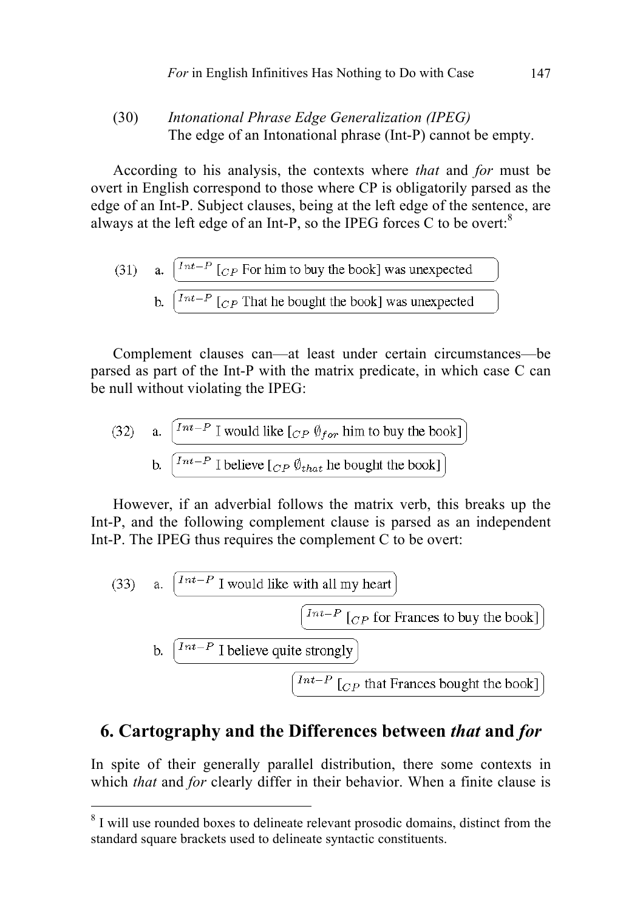(30) *Intonational Phrase Edge Generalization (IPEG)*
The edge of an Intonational phrase (Int-P) cannot be empty.

According to his analysis, the contexts where *that* and *for* must be overt in English correspond to those where CP is obligatorily parsed as the edge of an Int-P. Subject clauses, being at the left edge of the sentence, are always at the left edge of an Int-P, so the IPEG forces C to be overt:[8]

(31) a. ( $^{Int-P}$ [$_{CP}$ For him to buy the book] was unexpected )

b. ( $^{Int-P}$ [$_{CP}$ That he bought the book] was unexpected )

Complement clauses can—at least under certain circumstances—be parsed as part of the Int-P with the matrix predicate, in which case C can be null without violating the IPEG:

(32) a. ( $^{Int-P}$ I would like [$_{CP}$ $\emptyset_{for}$ him to buy the book] )

b. ( $^{Int-P}$ I believe [$_{CP}$ $\emptyset_{that}$ he bought the book] )

However, if an adverbial follows the matrix verb, this breaks up the Int-P, and the following complement clause is parsed as an independent Int-P. The IPEG thus requires the complement C to be overt:

(33) a. ( $^{Int-P}$ I would like with all my heart ) ( $^{Int-P}$ [$_{CP}$ for Frances to buy the book] )

b. ( $^{Int-P}$ I believe quite strongly ) ( $^{Int-P}$ [$_{CP}$ that Frances bought the book] )

## 6. Cartography and the Differences between *that* and *for*

In spite of their generally parallel distribution, there some contexts in which *that* and *for* clearly differ in their behavior. When a finite clause is

[8] I will use rounded boxes to delineate relevant prosodic domains, distinct from the standard square brackets used to delineate syntactic constituents.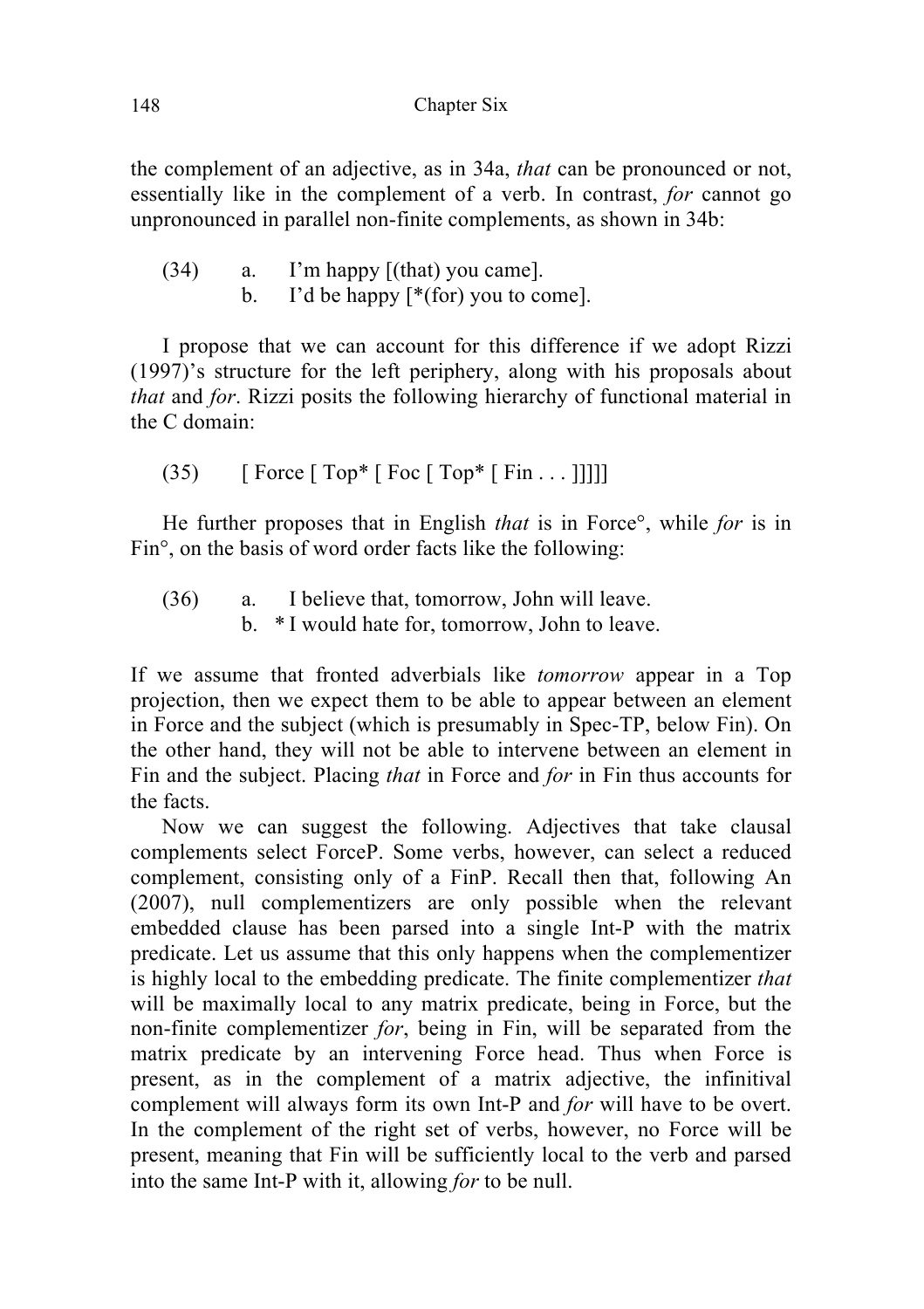the complement of an adjective, as in 34a, *that* can be pronounced or not, essentially like in the complement of a verb. In contrast, *for* cannot go unpronounced in parallel non-finite complements, as shown in 34b:

(34) a. I'm happy [(that) you came].
  b. I'd be happy [*(for) you to come].

I propose that we can account for this difference if we adopt Rizzi (1997)'s structure for the left periphery, along with his proposals about *that* and *for*. Rizzi posits the following hierarchy of functional material in the C domain:

(35) [ Force [ Top* [ Foc [ Top* [ Fin . . . ]]]]]

He further proposes that in English *that* is in Force°, while *for* is in Fin°, on the basis of word order facts like the following:

(36) a. I believe that, tomorrow, John will leave.
  b. * I would hate for, tomorrow, John to leave.

If we assume that fronted adverbials like *tomorrow* appear in a Top projection, then we expect them to be able to appear between an element in Force and the subject (which is presumably in Spec-TP, below Fin). On the other hand, they will not be able to intervene between an element in Fin and the subject. Placing *that* in Force and *for* in Fin thus accounts for the facts.

Now we can suggest the following. Adjectives that take clausal complements select ForceP. Some verbs, however, can select a reduced complement, consisting only of a FinP. Recall then that, following An (2007), null complementizers are only possible when the relevant embedded clause has been parsed into a single Int-P with the matrix predicate. Let us assume that this only happens when the complementizer is highly local to the embedding predicate. The finite complementizer *that* will be maximally local to any matrix predicate, being in Force, but the non-finite complementizer *for*, being in Fin, will be separated from the matrix predicate by an intervening Force head. Thus when Force is present, as in the complement of a matrix adjective, the infinitival complement will always form its own Int-P and *for* will have to be overt. In the complement of the right set of verbs, however, no Force will be present, meaning that Fin will be sufficiently local to the verb and parsed into the same Int-P with it, allowing *for* to be null.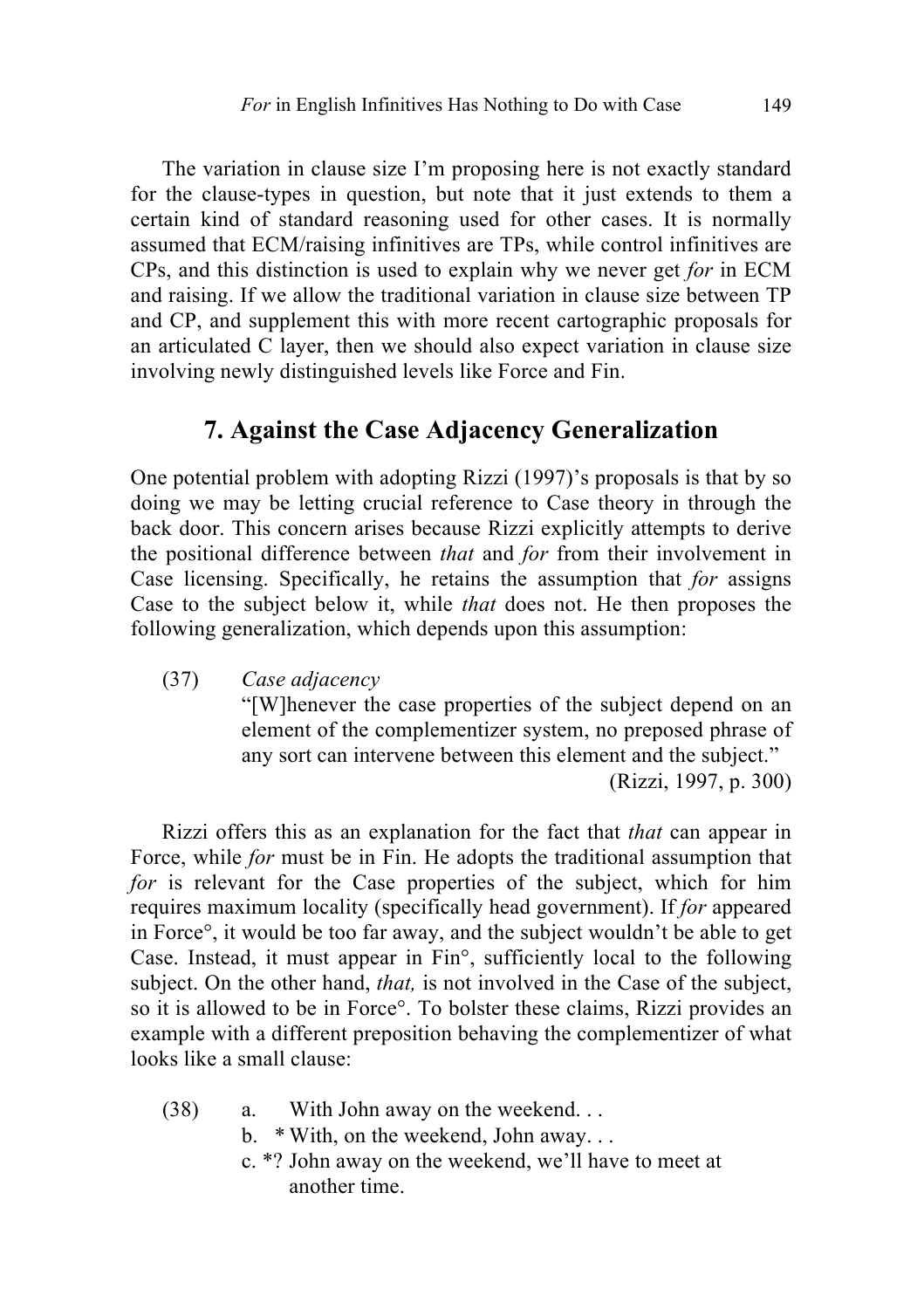The variation in clause size I'm proposing here is not exactly standard for the clause-types in question, but note that it just extends to them a certain kind of standard reasoning used for other cases. It is normally assumed that ECM/raising infinitives are TPs, while control infinitives are CPs, and this distinction is used to explain why we never get *for* in ECM and raising. If we allow the traditional variation in clause size between TP and CP, and supplement this with more recent cartographic proposals for an articulated C layer, then we should also expect variation in clause size involving newly distinguished levels like Force and Fin.

## 7. Against the Case Adjacency Generalization

One potential problem with adopting Rizzi (1997)'s proposals is that by so doing we may be letting crucial reference to Case theory in through the back door. This concern arises because Rizzi explicitly attempts to derive the positional difference between *that* and *for* from their involvement in Case licensing. Specifically, he retains the assumption that *for* assigns Case to the subject below it, while *that* does not. He then proposes the following generalization, which depends upon this assumption:

(37) *Case adjacency*
"[W]henever the case properties of the subject depend on an element of the complementizer system, no preposed phrase of any sort can intervene between this element and the subject."
(Rizzi, 1997, p. 300)

Rizzi offers this as an explanation for the fact that *that* can appear in Force, while *for* must be in Fin. He adopts the traditional assumption that *for* is relevant for the Case properties of the subject, which for him requires maximum locality (specifically head government). If *for* appeared in Force°, it would be too far away, and the subject wouldn't be able to get Case. Instead, it must appear in Fin°, sufficiently local to the following subject. On the other hand, *that,* is not involved in the Case of the subject, so it is allowed to be in Force°. To bolster these claims, Rizzi provides an example with a different preposition behaving the complementizer of what looks like a small clause:

(38) a. With John away on the weekend. . .
b. * With, on the weekend, John away. . .
c. *? John away on the weekend, we'll have to meet at another time.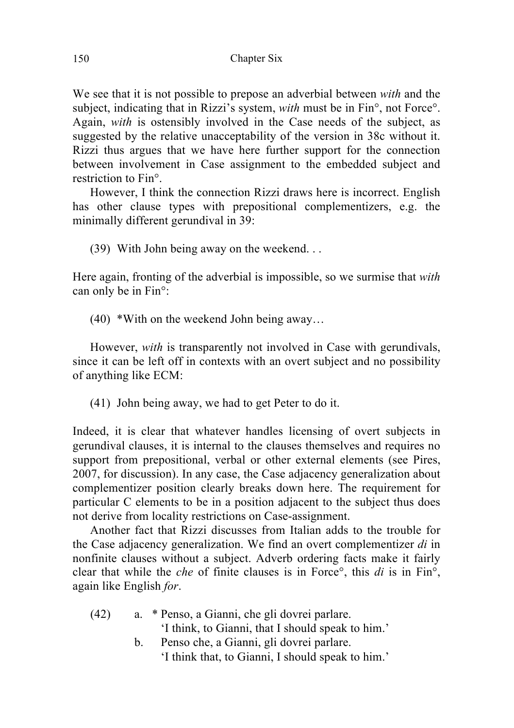We see that it is not possible to prepose an adverbial between *with* and the subject, indicating that in Rizzi's system, *with* must be in Fin°, not Force°. Again, *with* is ostensibly involved in the Case needs of the subject, as suggested by the relative unacceptability of the version in 38c without it. Rizzi thus argues that we have here further support for the connection between involvement in Case assignment to the embedded subject and restriction to Fin°.

However, I think the connection Rizzi draws here is incorrect. English has other clause types with prepositional complementizers, e.g. the minimally different gerundival in 39:

(39) With John being away on the weekend. . .

Here again, fronting of the adverbial is impossible, so we surmise that *with* can only be in Fin°:

(40) *With on the weekend John being away…

However, *with* is transparently not involved in Case with gerundivals, since it can be left off in contexts with an overt subject and no possibility of anything like ECM:

(41) John being away, we had to get Peter to do it.

Indeed, it is clear that whatever handles licensing of overt subjects in gerundival clauses, it is internal to the clauses themselves and requires no support from prepositional, verbal or other external elements (see Pires, 2007, for discussion). In any case, the Case adjacency generalization about complementizer position clearly breaks down here. The requirement for particular C elements to be in a position adjacent to the subject thus does not derive from locality restrictions on Case-assignment.

Another fact that Rizzi discusses from Italian adds to the trouble for the Case adjacency generalization. We find an overt complementizer *di* in nonfinite clauses without a subject. Adverb ordering facts make it fairly clear that while the *che* of finite clauses is in Force°, this *di* is in Fin°, again like English *for*.

(42) a. * Penso, a Gianni, che gli dovrei parlare.
'I think, to Gianni, that I should speak to him.'

b. Penso che, a Gianni, gli dovrei parlare.
'I think that, to Gianni, I should speak to him.'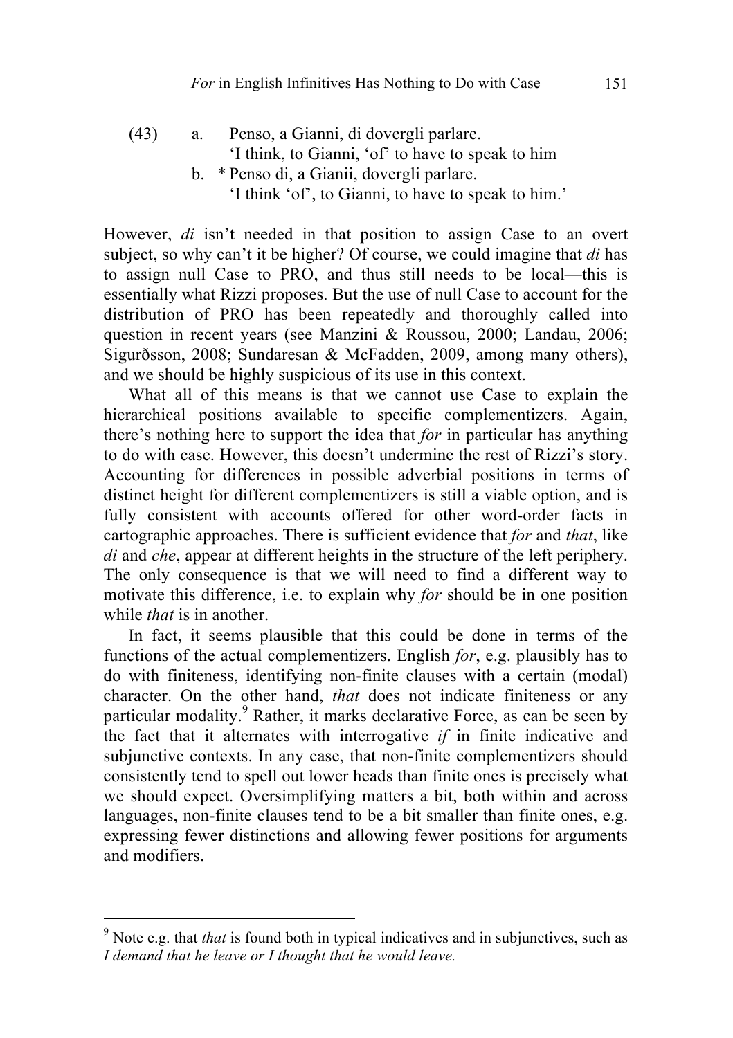(43) a. Penso, a Gianni, di dovergli parlare.
   'I think, to Gianni, 'of' to have to speak to him

  b. * Penso di, a Gianii, dovergli parlare.
   'I think 'of', to Gianni, to have to speak to him.'

However, *di* isn't needed in that position to assign Case to an overt subject, so why can't it be higher? Of course, we could imagine that *di* has to assign null Case to PRO, and thus still needs to be local—this is essentially what Rizzi proposes. But the use of null Case to account for the distribution of PRO has been repeatedly and thoroughly called into question in recent years (see Manzini & Roussou, 2000; Landau, 2006; Sigurðsson, 2008; Sundaresan & McFadden, 2009, among many others), and we should be highly suspicious of its use in this context.

What all of this means is that we cannot use Case to explain the hierarchical positions available to specific complementizers. Again, there's nothing here to support the idea that *for* in particular has anything to do with case. However, this doesn't undermine the rest of Rizzi's story. Accounting for differences in possible adverbial positions in terms of distinct height for different complementizers is still a viable option, and is fully consistent with accounts offered for other word-order facts in cartographic approaches. There is sufficient evidence that *for* and *that*, like *di* and *che*, appear at different heights in the structure of the left periphery. The only consequence is that we will need to find a different way to motivate this difference, i.e. to explain why *for* should be in one position while *that* is in another.

In fact, it seems plausible that this could be done in terms of the functions of the actual complementizers. English *for*, e.g. plausibly has to do with finiteness, identifying non-finite clauses with a certain (modal) character. On the other hand, *that* does not indicate finiteness or any particular modality.[9] Rather, it marks declarative Force, as can be seen by the fact that it alternates with interrogative *if* in finite indicative and subjunctive contexts. In any case, that non-finite complementizers should consistently tend to spell out lower heads than finite ones is precisely what we should expect. Oversimplifying matters a bit, both within and across languages, non-finite clauses tend to be a bit smaller than finite ones, e.g. expressing fewer distinctions and allowing fewer positions for arguments and modifiers.

[9] Note e.g. that *that* is found both in typical indicatives and in subjunctives, such as *I demand that he leave or I thought that he would leave.*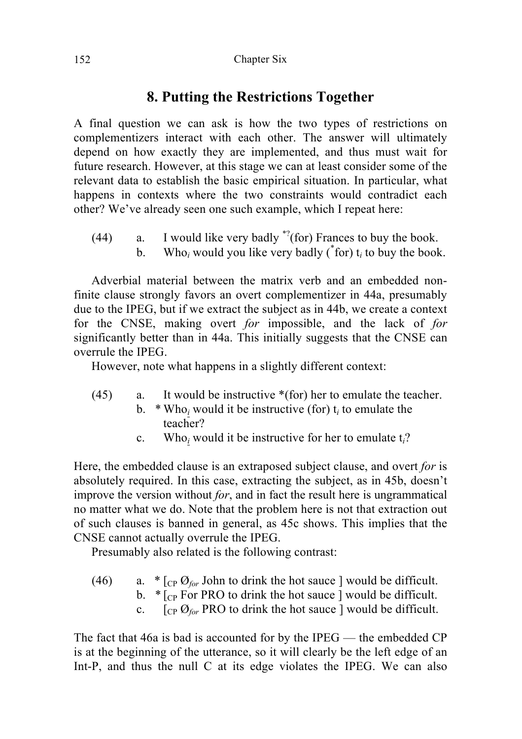## 8. Putting the Restrictions Together

A final question we can ask is how the two types of restrictions on complementizers interact with each other. The answer will ultimately depend on how exactly they are implemented, and thus must wait for future research. However, at this stage we can at least consider some of the relevant data to establish the basic empirical situation. In particular, what happens in contexts where the two constraints would contradict each other? We've already seen one such example, which I repeat here:

(44) a. I would like very badly *?(for) Frances to buy the book.
     b. Who$_i$ would you like very badly (*for) t$_i$ to buy the book.

Adverbial material between the matrix verb and an embedded non-finite clause strongly favors an overt complementizer in 44a, presumably due to the IPEG, but if we extract the subject as in 44b, we create a context for the CNSE, making overt *for* impossible, and the lack of *for* significantly better than in 44a. This initially suggests that the CNSE can overrule the IPEG.

However, note what happens in a slightly different context:

(45) a. It would be instructive *(for) her to emulate the teacher.
     b. * Who$_i$ would it be instructive (for) t$_i$ to emulate the teacher?
     c. Who$_i$ would it be instructive for her to emulate t$_i$?

Here, the embedded clause is an extraposed subject clause, and overt *for* is absolutely required. In this case, extracting the subject, as in 45b, doesn't improve the version without *for*, and in fact the result here is ungrammatical no matter what we do. Note that the problem here is not that extraction out of such clauses is banned in general, as 45c shows. This implies that the CNSE cannot actually overrule the IPEG.

Presumably also related is the following contrast:

(46) a. * [$_{CP}$ Ø$_{for}$ John to drink the hot sauce ] would be difficult.
     b. * [$_{CP}$ For PRO to drink the hot sauce ] would be difficult.
     c. [$_{CP}$ Ø$_{for}$ PRO to drink the hot sauce ] would be difficult.

The fact that 46a is bad is accounted for by the IPEG — the embedded CP is at the beginning of the utterance, so it will clearly be the left edge of an Int-P, and thus the null C at its edge violates the IPEG. We can also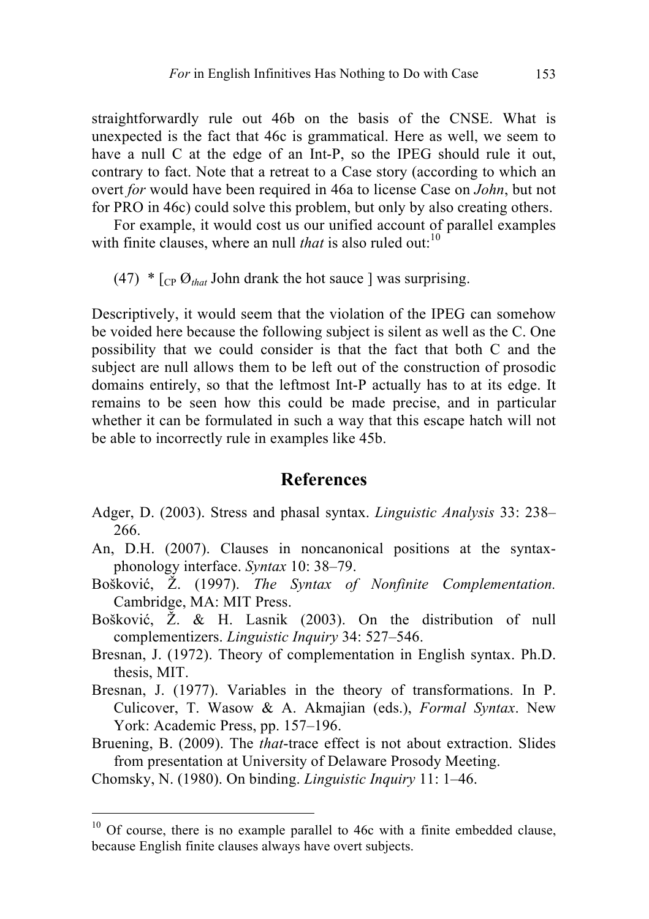straightforwardly rule out 46b on the basis of the CNSE. What is unexpected is the fact that 46c is grammatical. Here as well, we seem to have a null C at the edge of an Int-P, so the IPEG should rule it out, contrary to fact. Note that a retreat to a Case story (according to which an overt *for* would have been required in 46a to license Case on *John*, but not for PRO in 46c) could solve this problem, but only by also creating others.

For example, it would cost us our unified account of parallel examples with finite clauses, where an null *that* is also ruled out:[10]

(47) * [$_{CP}$ Ø$_{that}$ John drank the hot sauce ] was surprising.

Descriptively, it would seem that the violation of the IPEG can somehow be voided here because the following subject is silent as well as the C. One possibility that we could consider is that the fact that both C and the subject are null allows them to be left out of the construction of prosodic domains entirely, so that the leftmost Int-P actually has to at its edge. It remains to be seen how this could be made precise, and in particular whether it can be formulated in such a way that this escape hatch will not be able to incorrectly rule in examples like 45b.

## References

Adger, D. (2003). Stress and phasal syntax. *Linguistic Analysis* 33: 238–266.

An, D.H. (2007). Clauses in noncanonical positions at the syntax-phonology interface. *Syntax* 10: 38–79.

Bošković, Ž. (1997). *The Syntax of Nonfinite Complementation.* Cambridge, MA: MIT Press.

Bošković, Ž. & H. Lasnik (2003). On the distribution of null complementizers. *Linguistic Inquiry* 34: 527–546.

Bresnan, J. (1972). Theory of complementation in English syntax. Ph.D. thesis, MIT.

Bresnan, J. (1977). Variables in the theory of transformations. In P. Culicover, T. Wasow & A. Akmajian (eds.), *Formal Syntax*. New York: Academic Press, pp. 157–196.

Bruening, B. (2009). The *that*-trace effect is not about extraction. Slides from presentation at University of Delaware Prosody Meeting.

Chomsky, N. (1980). On binding. *Linguistic Inquiry* 11: 1–46.

---

[10] Of course, there is no example parallel to 46c with a finite embedded clause, because English finite clauses always have overt subjects.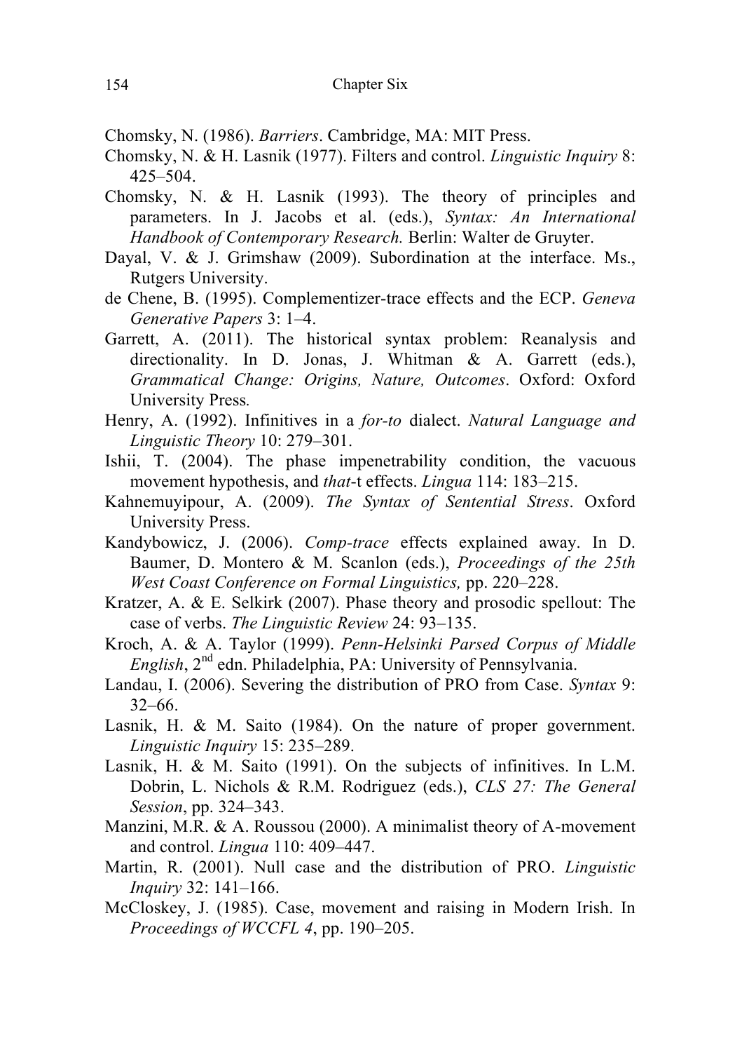Chomsky, N. (1986). *Barriers*. Cambridge, MA: MIT Press.

Chomsky, N. & H. Lasnik (1977). Filters and control. *Linguistic Inquiry* 8: 425–504.

Chomsky, N. & H. Lasnik (1993). The theory of principles and parameters. In J. Jacobs et al. (eds.), *Syntax: An International Handbook of Contemporary Research.* Berlin: Walter de Gruyter.

Dayal, V. & J. Grimshaw (2009). Subordination at the interface. Ms., Rutgers University.

de Chene, B. (1995). Complementizer-trace effects and the ECP. *Geneva Generative Papers* 3: 1–4.

Garrett, A. (2011). The historical syntax problem: Reanalysis and directionality. In D. Jonas, J. Whitman & A. Garrett (eds.), *Grammatical Change: Origins, Nature, Outcomes*. Oxford: Oxford University Press.

Henry, A. (1992). Infinitives in a *for-to* dialect. *Natural Language and Linguistic Theory* 10: 279–301.

Ishii, T. (2004). The phase impenetrability condition, the vacuous movement hypothesis, and *that*-t effects. *Lingua* 114: 183–215.

Kahnemuyipour, A. (2009). *The Syntax of Sentential Stress*. Oxford University Press.

Kandybowicz, J. (2006). *Comp-trace* effects explained away. In D. Baumer, D. Montero & M. Scanlon (eds.), *Proceedings of the 25th West Coast Conference on Formal Linguistics,* pp. 220–228.

Kratzer, A. & E. Selkirk (2007). Phase theory and prosodic spellout: The case of verbs. *The Linguistic Review* 24: 93–135.

Kroch, A. & A. Taylor (1999). *Penn-Helsinki Parsed Corpus of Middle English*, 2nd edn. Philadelphia, PA: University of Pennsylvania.

Landau, I. (2006). Severing the distribution of PRO from Case. *Syntax* 9: 32–66.

Lasnik, H. & M. Saito (1984). On the nature of proper government. *Linguistic Inquiry* 15: 235–289.

Lasnik, H. & M. Saito (1991). On the subjects of infinitives. In L.M. Dobrin, L. Nichols & R.M. Rodriguez (eds.), *CLS 27: The General Session*, pp. 324–343.

Manzini, M.R. & A. Roussou (2000). A minimalist theory of A-movement and control. *Lingua* 110: 409–447.

Martin, R. (2001). Null case and the distribution of PRO. *Linguistic Inquiry* 32: 141–166.

McCloskey, J. (1985). Case, movement and raising in Modern Irish. In *Proceedings of WCCFL 4*, pp. 190–205.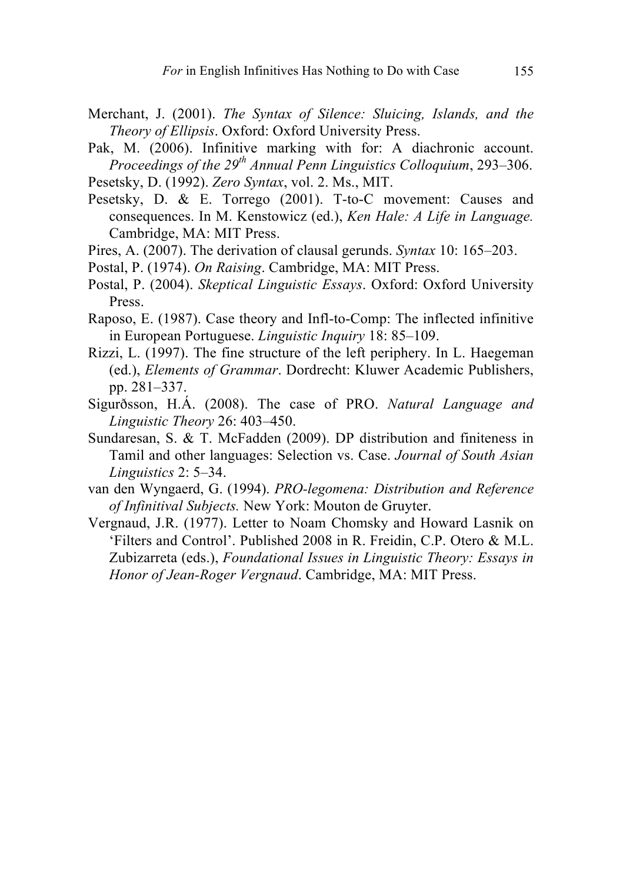Merchant, J. (2001). *The Syntax of Silence: Sluicing, Islands, and the Theory of Ellipsis*. Oxford: Oxford University Press.

Pak, M. (2006). Infinitive marking with for: A diachronic account. *Proceedings of the 29th Annual Penn Linguistics Colloquium*, 293–306.

Pesetsky, D. (1992). *Zero Syntax*, vol. 2. Ms., MIT.

Pesetsky, D. & E. Torrego (2001). T-to-C movement: Causes and consequences. In M. Kenstowicz (ed.), *Ken Hale: A Life in Language.* Cambridge, MA: MIT Press.

Pires, A. (2007). The derivation of clausal gerunds. *Syntax* 10: 165–203.

Postal, P. (1974). *On Raising*. Cambridge, MA: MIT Press.

Postal, P. (2004). *Skeptical Linguistic Essays*. Oxford: Oxford University Press.

Raposo, E. (1987). Case theory and Infl-to-Comp: The inflected infinitive in European Portuguese. *Linguistic Inquiry* 18: 85–109.

Rizzi, L. (1997). The fine structure of the left periphery. In L. Haegeman (ed.), *Elements of Grammar*. Dordrecht: Kluwer Academic Publishers, pp. 281–337.

Sigurðsson, H.Á. (2008). The case of PRO. *Natural Language and Linguistic Theory* 26: 403–450.

Sundaresan, S. & T. McFadden (2009). DP distribution and finiteness in Tamil and other languages: Selection vs. Case. *Journal of South Asian Linguistics* 2: 5–34.

van den Wyngaerd, G. (1994). *PRO-legomena: Distribution and Reference of Infinitival Subjects.* New York: Mouton de Gruyter.

Vergnaud, J.R. (1977). Letter to Noam Chomsky and Howard Lasnik on 'Filters and Control'. Published 2008 in R. Freidin, C.P. Otero & M.L. Zubizarreta (eds.), *Foundational Issues in Linguistic Theory: Essays in Honor of Jean-Roger Vergnaud*. Cambridge, MA: MIT Press.